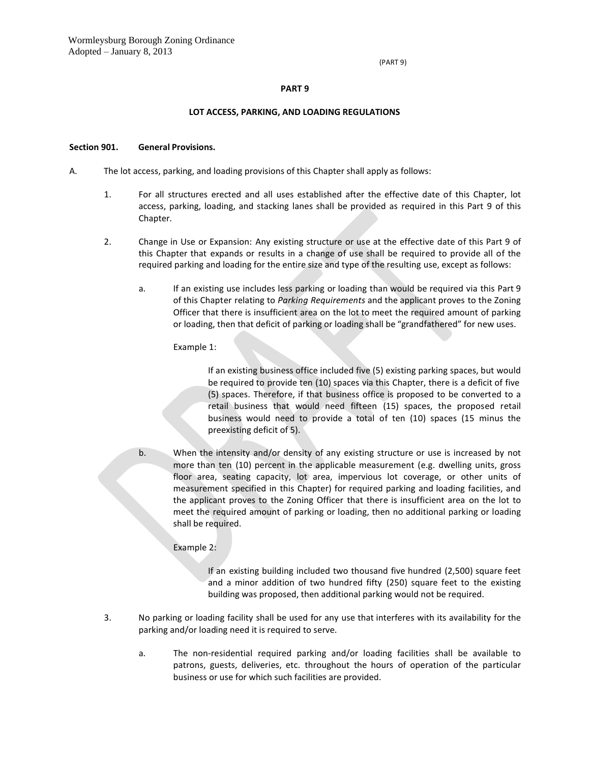# PART 9

## LOT ACCESS, PARKING, AND LOADING REGULATIONS

**Section 901. General Provisions.**

A. The lot access, parking, and loading provisions of this Chapter shall apply as follows:

1. For all structures erected and all uses established after the effective date of this Chapter, lot access, parking, loading, and stacking lanes shall be provided as required in this Part 9 of this Chapter.

2. Change in Use or Expansion: Any existing structure or use at the effective date of this Part 9 of this Chapter that expands or results in a change of use shall be required to provide all of the required parking and loading for the entire size and type of the resulting use, except as follows:

   a. If an existing use includes less parking or loading than would be required via this Part 9 of this Chapter relating to *Parking Requirements* and the applicant proves to the Zoning Officer that there is insufficient area on the lot to meet the required amount of parking or loading, then that deficit of parking or loading shall be "grandfathered" for new uses.

      Example 1:

      > If an existing business office included five (5) existing parking spaces, but would be required to provide ten (10) spaces via this Chapter, there is a deficit of five (5) spaces. Therefore, if that business office is proposed to be converted to a retail business that would need fifteen (15) spaces, the proposed retail business would need to provide a total of ten (10) spaces (15 minus the preexisting deficit of 5).

   b. When the intensity and/or density of any existing structure or use is increased by not more than ten (10) percent in the applicable measurement (e.g. dwelling units, gross floor area, seating capacity, lot area, impervious lot coverage, or other units of measurement specified in this Chapter) for required parking and loading facilities, and the applicant proves to the Zoning Officer that there is insufficient area on the lot to meet the required amount of parking or loading, then no additional parking or loading shall be required.

      Example 2:

      > If an existing building included two thousand five hundred (2,500) square feet and a minor addition of two hundred fifty (250) square feet to the existing building was proposed, then additional parking would not be required.

3. No parking or loading facility shall be used for any use that interferes with its availability for the parking and/or loading need it is required to serve.

   a. The non-residential required parking and/or loading facilities shall be available to patrons, guests, deliveries, etc. throughout the hours of operation of the particular business or use for which such facilities are provided.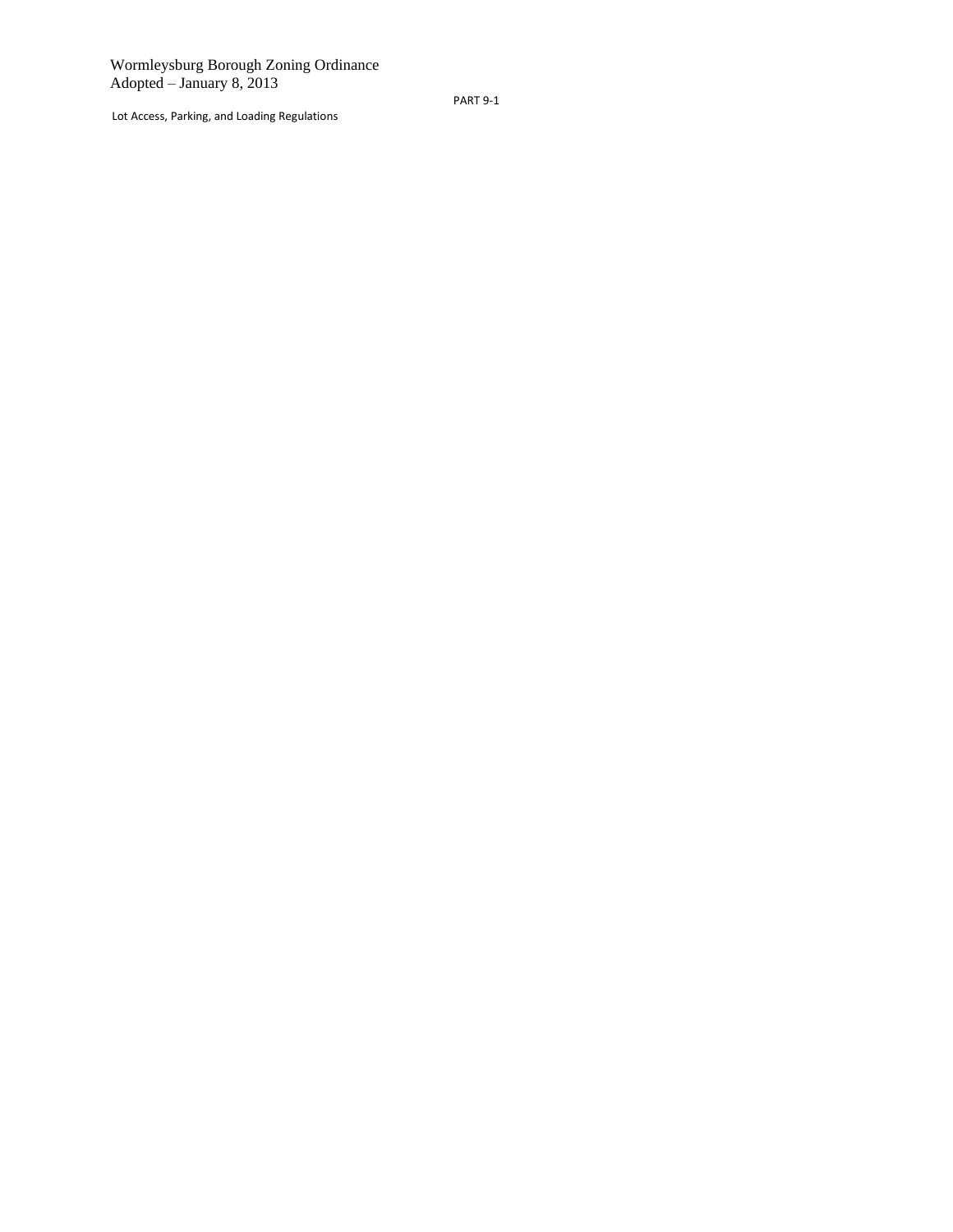# Lot Access, Parking, and Loading Regulations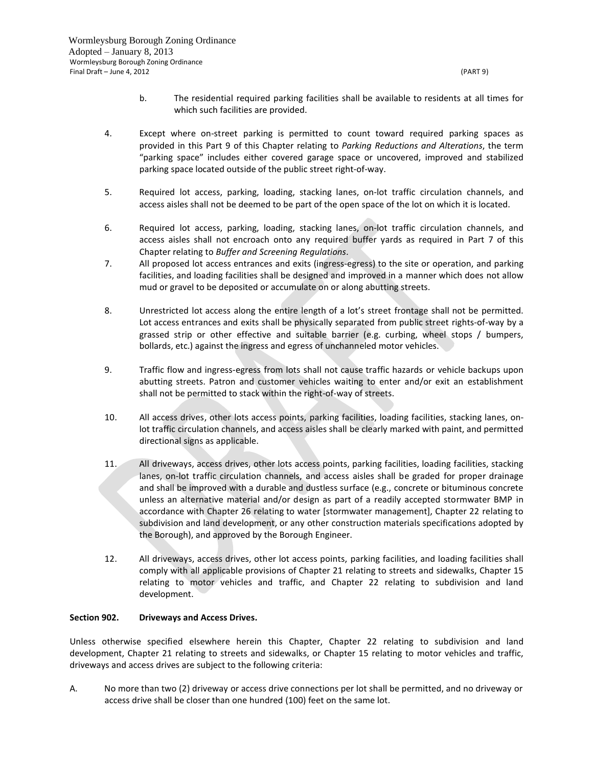b. The residential required parking facilities shall be available to residents at all times for which such facilities are provided.

4. Except where on-street parking is permitted to count toward required parking spaces as provided in this Part 9 of this Chapter relating to *Parking Reductions and Alterations*, the term "parking space" includes either covered garage space or uncovered, improved and stabilized parking space located outside of the public street right-of-way.

5. Required lot access, parking, loading, stacking lanes, on-lot traffic circulation channels, and access aisles shall not be deemed to be part of the open space of the lot on which it is located.

6. Required lot access, parking, loading, stacking lanes, on-lot traffic circulation channels, and access aisles shall not encroach onto any required buffer yards as required in Part 7 of this Chapter relating to *Buffer and Screening Regulations*.

7. All proposed lot access entrances and exits (ingress-egress) to the site or operation, and parking facilities, and loading facilities shall be designed and improved in a manner which does not allow mud or gravel to be deposited or accumulate on or along abutting streets.

8. Unrestricted lot access along the entire length of a lot's street frontage shall not be permitted. Lot access entrances and exits shall be physically separated from public street rights-of-way by a grassed strip or other effective and suitable barrier (e.g. curbing, wheel stops / bumpers, bollards, etc.) against the ingress and egress of unchanneled motor vehicles.

9. Traffic flow and ingress-egress from lots shall not cause traffic hazards or vehicle backups upon abutting streets. Patron and customer vehicles waiting to enter and/or exit an establishment shall not be permitted to stack within the right-of-way of streets.

10. All access drives, other lots access points, parking facilities, loading facilities, stacking lanes, on-lot traffic circulation channels, and access aisles shall be clearly marked with paint, and permitted directional signs as applicable.

11. All driveways, access drives, other lots access points, parking facilities, loading facilities, stacking lanes, on-lot traffic circulation channels, and access aisles shall be graded for proper drainage and shall be improved with a durable and dustless surface (e.g., concrete or bituminous concrete unless an alternative material and/or design as part of a readily accepted stormwater BMP in accordance with Chapter 26 relating to water [stormwater management], Chapter 22 relating to subdivision and land development, or any other construction materials specifications adopted by the Borough), and approved by the Borough Engineer.

12. All driveways, access drives, other lot access points, parking facilities, and loading facilities shall comply with all applicable provisions of Chapter 21 relating to streets and sidewalks, Chapter 15 relating to motor vehicles and traffic, and Chapter 22 relating to subdivision and land development.

**Section 902. Driveways and Access Drives.**

Unless otherwise specified elsewhere herein this Chapter, Chapter 22 relating to subdivision and land development, Chapter 21 relating to streets and sidewalks, or Chapter 15 relating to motor vehicles and traffic, driveways and access drives are subject to the following criteria:

A. No more than two (2) driveway or access drive connections per lot shall be permitted, and no driveway or access drive shall be closer than one hundred (100) feet on the same lot.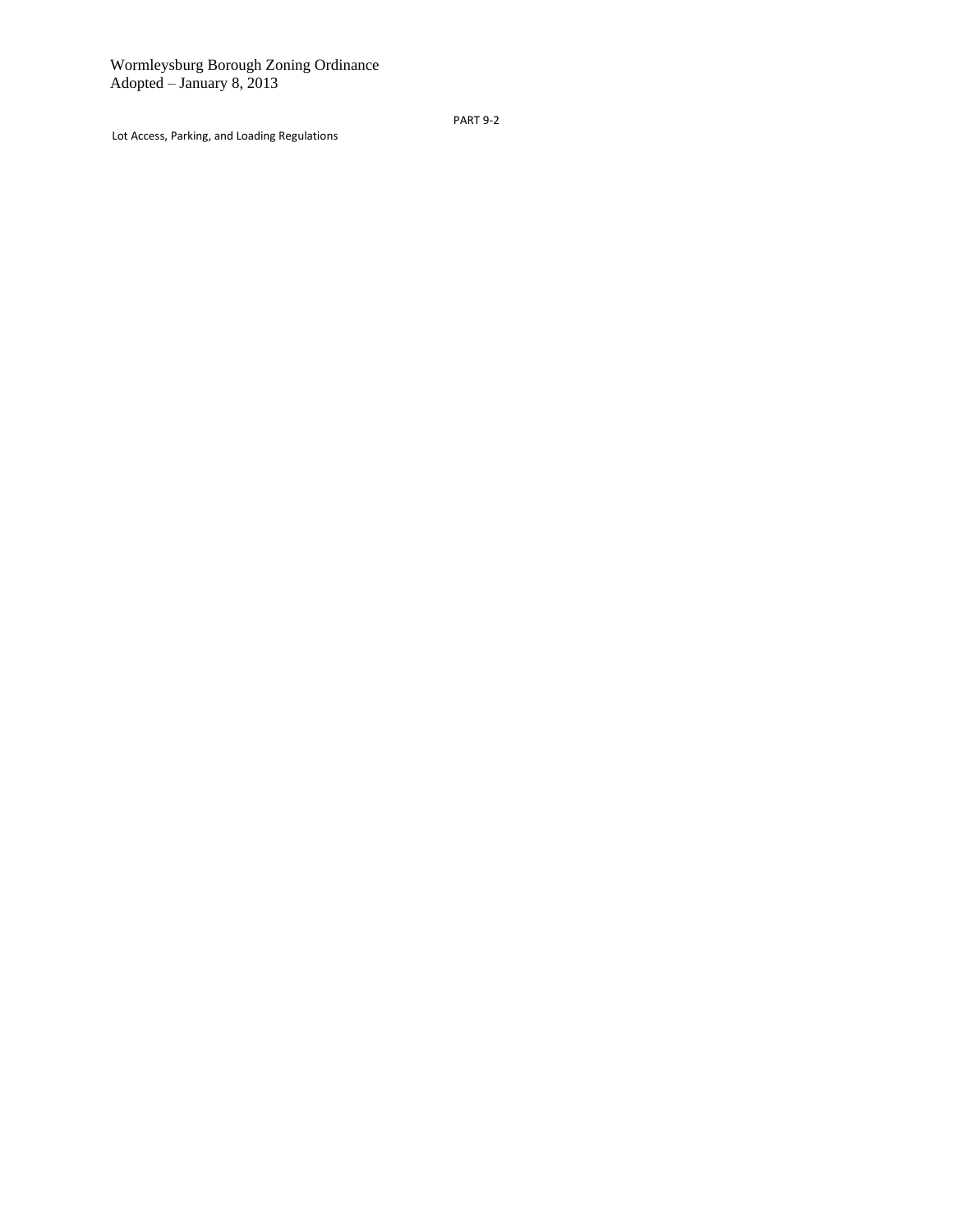Lot Access, Parking, and Loading Regulations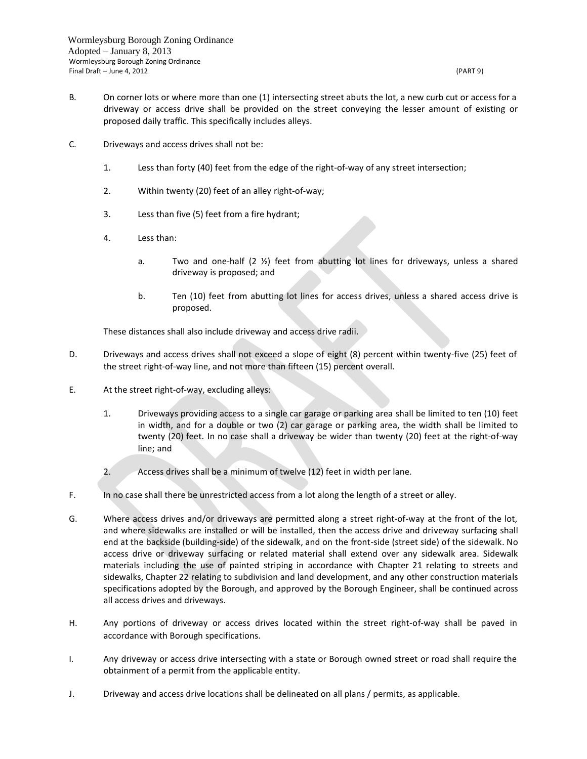B. On corner lots or where more than one (1) intersecting street abuts the lot, a new curb cut or access for a driveway or access drive shall be provided on the street conveying the lesser amount of existing or proposed daily traffic. This specifically includes alleys.

C. Driveways and access drives shall not be:

1. Less than forty (40) feet from the edge of the right-of-way of any street intersection;

2. Within twenty (20) feet of an alley right-of-way;

3. Less than five (5) feet from a fire hydrant;

4. Less than:

   a. Two and one-half (2 ½) feet from abutting lot lines for driveways, unless a shared driveway is proposed; and

   b. Ten (10) feet from abutting lot lines for access drives, unless a shared access drive is proposed.

These distances shall also include driveway and access drive radii.

D. Driveways and access drives shall not exceed a slope of eight (8) percent within twenty-five (25) feet of the street right-of-way line, and not more than fifteen (15) percent overall.

E. At the street right-of-way, excluding alleys:

1. Driveways providing access to a single car garage or parking area shall be limited to ten (10) feet in width, and for a double or two (2) car garage or parking area, the width shall be limited to twenty (20) feet. In no case shall a driveway be wider than twenty (20) feet at the right-of-way line; and

2. Access drives shall be a minimum of twelve (12) feet in width per lane.

F. In no case shall there be unrestricted access from a lot along the length of a street or alley.

G. Where access drives and/or driveways are permitted along a street right-of-way at the front of the lot, and where sidewalks are installed or will be installed, then the access drive and driveway surfacing shall end at the backside (building-side) of the sidewalk, and on the front-side (street side) of the sidewalk. No access drive or driveway surfacing or related material shall extend over any sidewalk area. Sidewalk materials including the use of painted striping in accordance with Chapter 21 relating to streets and sidewalks, Chapter 22 relating to subdivision and land development, and any other construction materials specifications adopted by the Borough, and approved by the Borough Engineer, shall be continued across all access drives and driveways.

H. Any portions of driveway or access drives located within the street right-of-way shall be paved in accordance with Borough specifications.

I. Any driveway or access drive intersecting with a state or Borough owned street or road shall require the obtainment of a permit from the applicable entity.

J. Driveway and access drive locations shall be delineated on all plans / permits, as applicable.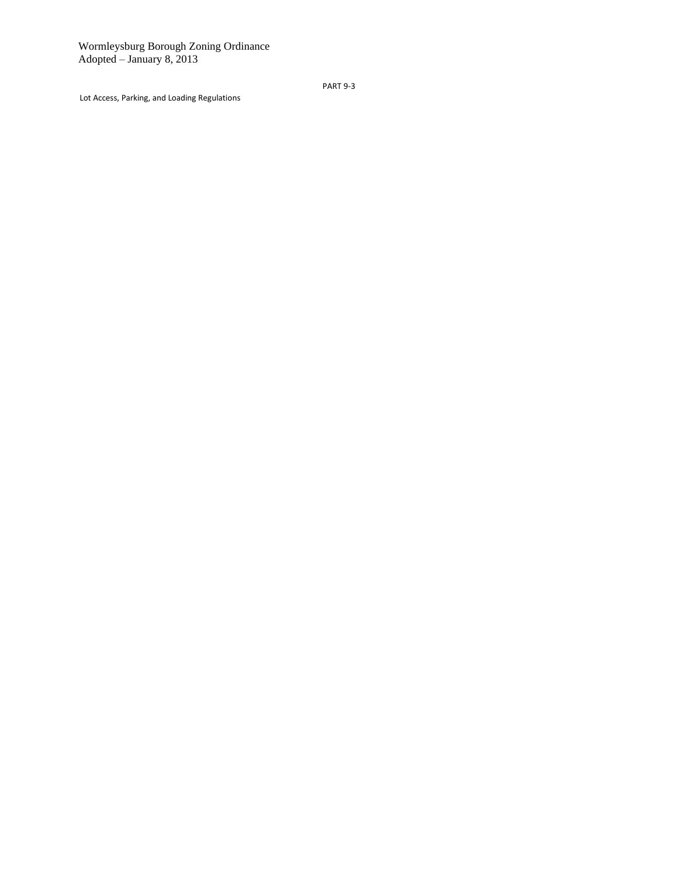Lot Access, Parking, and Loading Regulations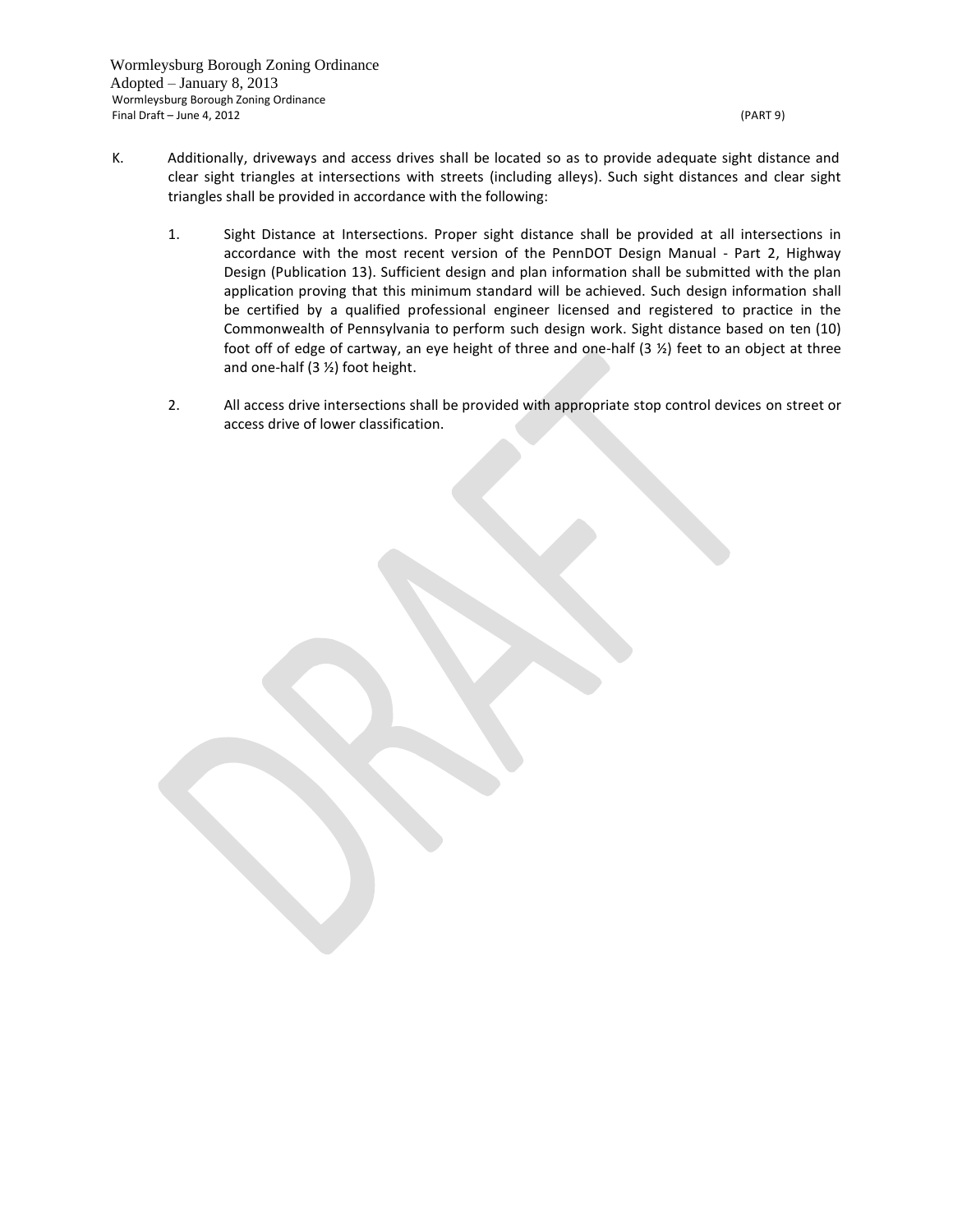K. Additionally, driveways and access drives shall be located so as to provide adequate sight distance and clear sight triangles at intersections with streets (including alleys). Such sight distances and clear sight triangles shall be provided in accordance with the following:

1. Sight Distance at Intersections. Proper sight distance shall be provided at all intersections in accordance with the most recent version of the PennDOT Design Manual - Part 2, Highway Design (Publication 13). Sufficient design and plan information shall be submitted with the plan application proving that this minimum standard will be achieved. Such design information shall be certified by a qualified professional engineer licensed and registered to practice in the Commonwealth of Pennsylvania to perform such design work. Sight distance based on ten (10) foot off of edge of cartway, an eye height of three and one-half (3 ½) feet to an object at three and one-half (3 ½) foot height.

2. All access drive intersections shall be provided with appropriate stop control devices on street or access drive of lower classification.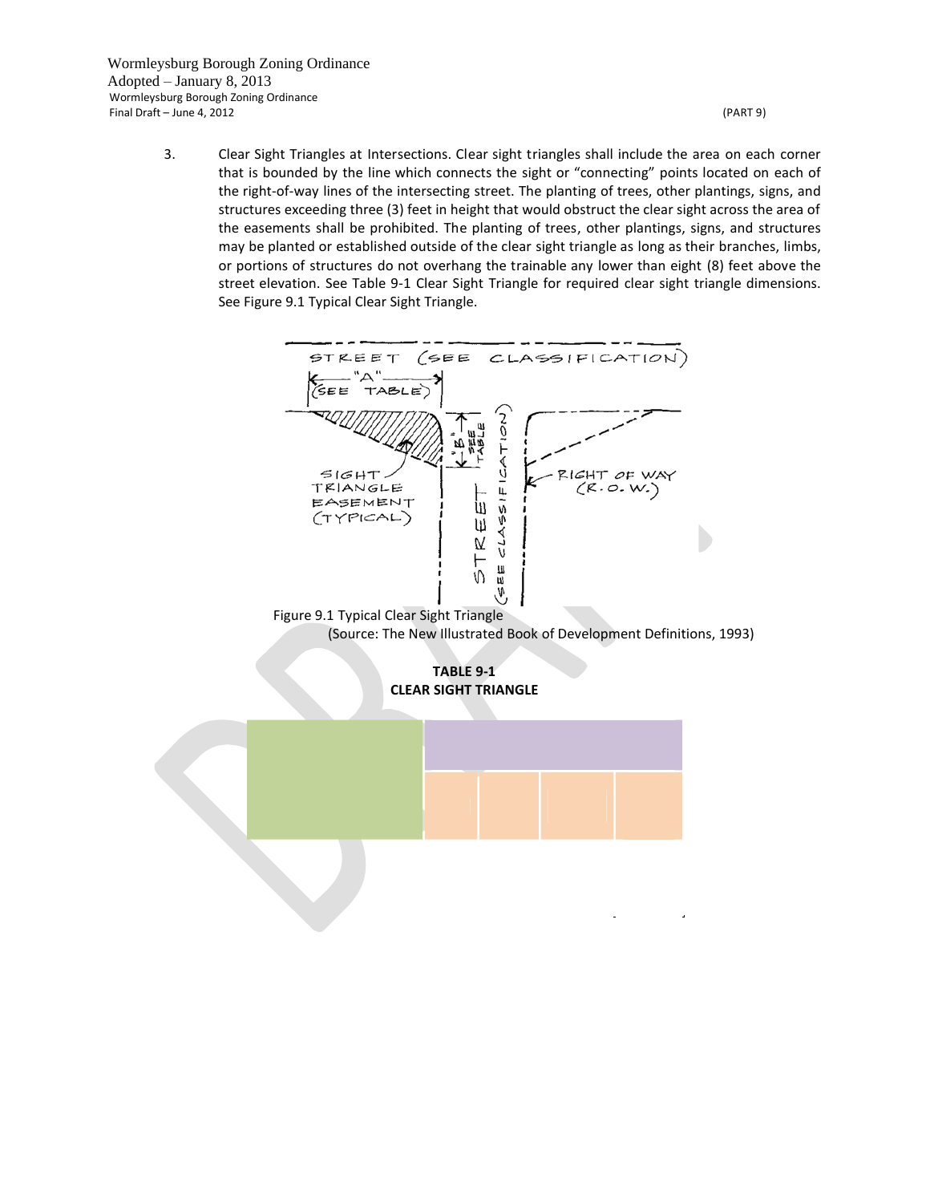3. Clear Sight Triangles at Intersections. Clear sight triangles shall include the area on each corner that is bounded by the line which connects the sight or "connecting" points located on each of the right-of-way lines of the intersecting street. The planting of trees, other plantings, signs, and structures exceeding three (3) feet in height that would obstruct the clear sight across the area of the easements shall be prohibited. The planting of trees, other plantings, signs, and structures may be planted or established outside of the clear sight triangle as long as their branches, limbs, or portions of structures do not overhang the trainable any lower than eight (8) feet above the street elevation. See Table 9-1 Clear Sight Triangle for required clear sight triangle dimensions. See Figure 9.1 Typical Clear Sight Triangle.

Figure 9.1 Typical Clear Sight Triangle
(Source: The New Illustrated Book of Development Definitions, 1993)

**TABLE 9-1**
**CLEAR SIGHT TRIANGLE**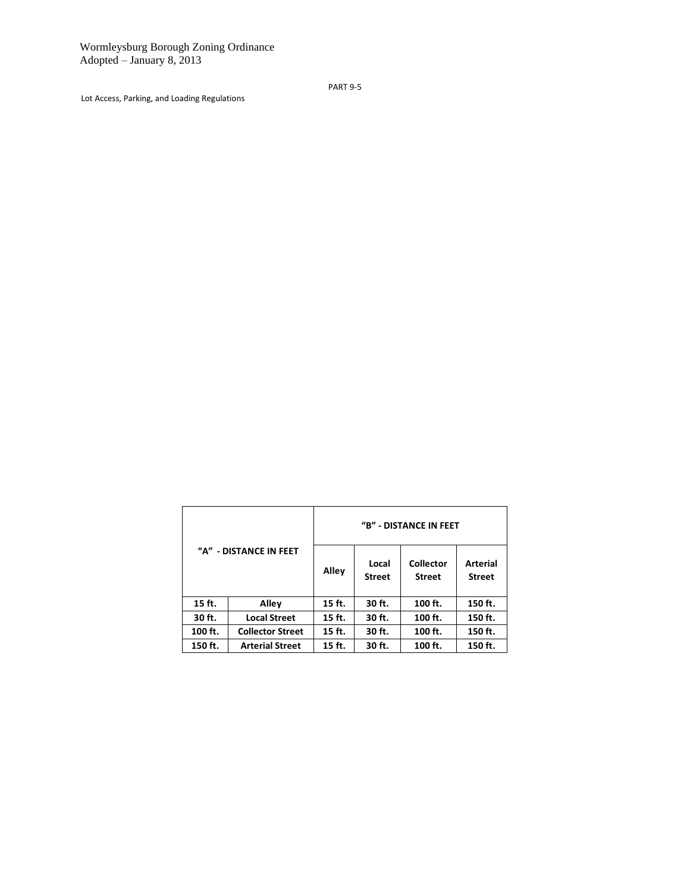| "A" - DISTANCE IN FEET | | "B" - DISTANCE IN FEET | | | |
|---|---|---|---|---|---|
| | | Alley | Local Street | Collector Street | Arterial Street |
| 15 ft. | Alley | 15 ft. | 30 ft. | 100 ft. | 150 ft. |
| 30 ft. | Local Street | 15 ft. | 30 ft. | 100 ft. | 150 ft. |
| 100 ft. | Collector Street | 15 ft. | 30 ft. | 100 ft. | 150 ft. |
| 150 ft. | Arterial Street | 15 ft. | 30 ft. | 100 ft. | 150 ft. |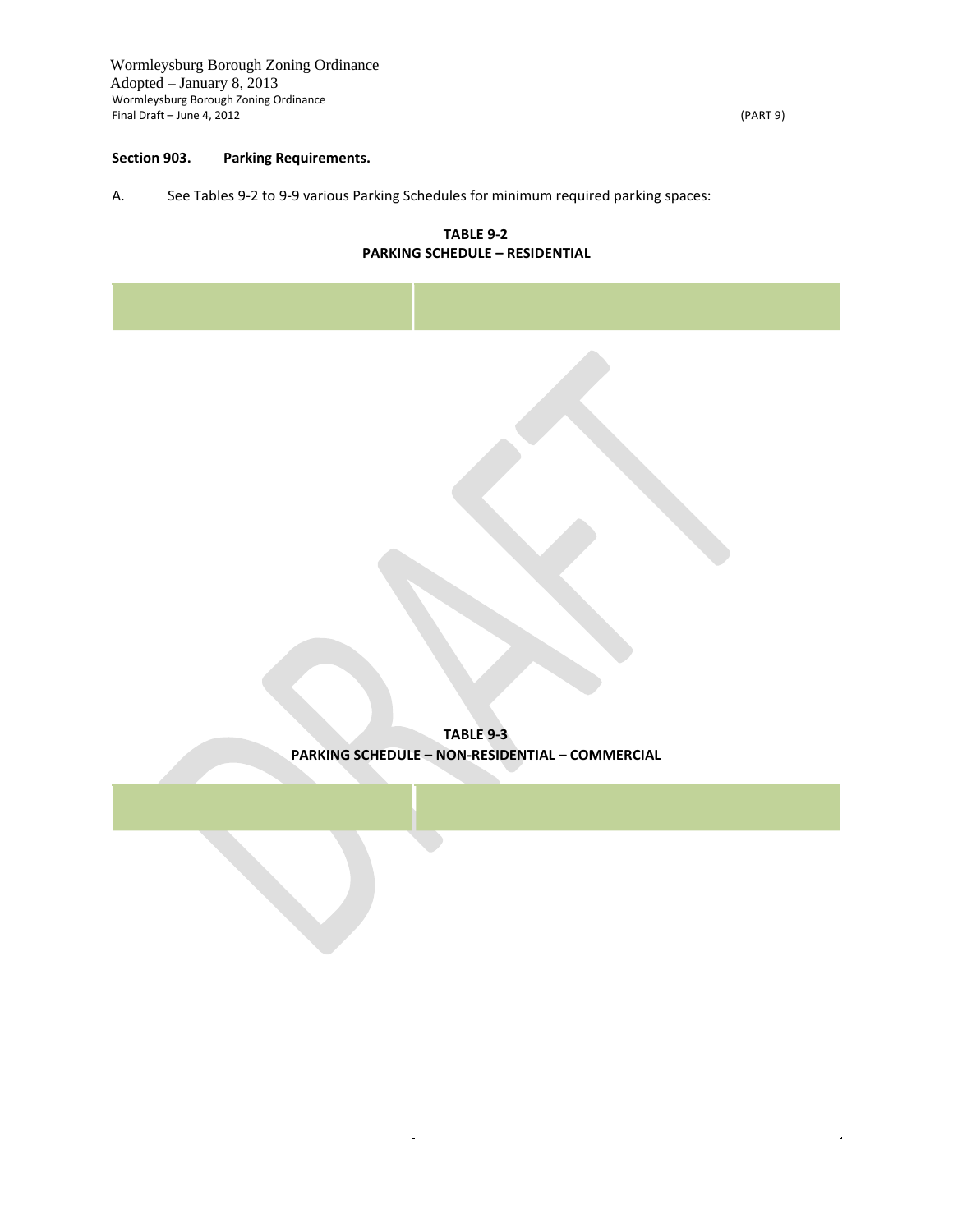## Section 903. Parking Requirements.

A. See Tables 9-2 to 9-9 various Parking Schedules for minimum required parking spaces:

**TABLE 9-2**
**PARKING SCHEDULE – RESIDENTIAL**

**TABLE 9-3**
**PARKING SCHEDULE – NON-RESIDENTIAL – COMMERCIAL**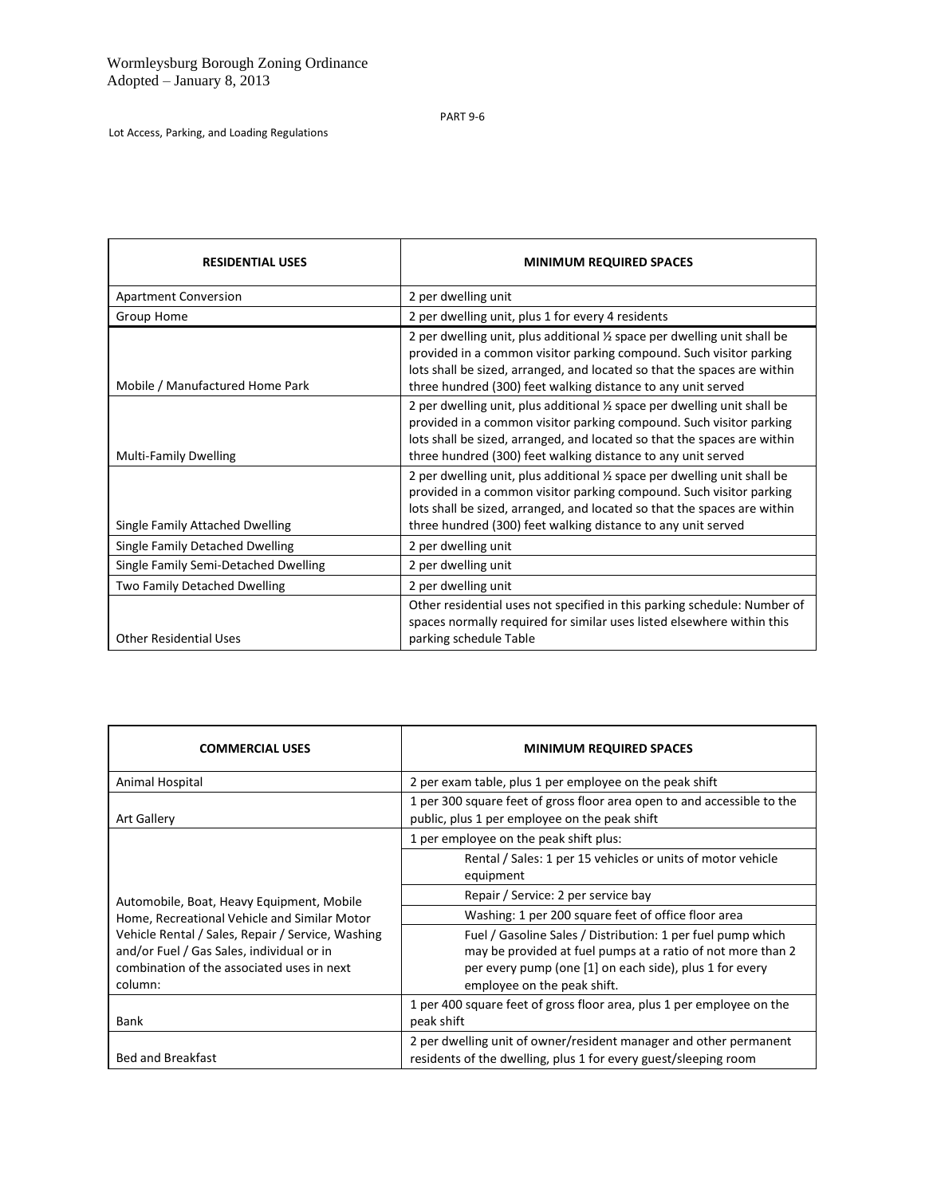| RESIDENTIAL USES | MINIMUM REQUIRED SPACES |
| --- | --- |
| Apartment Conversion | 2 per dwelling unit |
| Group Home | 2 per dwelling unit, plus 1 for every 4 residents |
| Mobile / Manufactured Home Park | 2 per dwelling unit, plus additional ½ space per dwelling unit shall be provided in a common visitor parking compound. Such visitor parking lots shall be sized, arranged, and located so that the spaces are within three hundred (300) feet walking distance to any unit served |
| Multi-Family Dwelling | 2 per dwelling unit, plus additional ½ space per dwelling unit shall be provided in a common visitor parking compound. Such visitor parking lots shall be sized, arranged, and located so that the spaces are within three hundred (300) feet walking distance to any unit served |
| Single Family Attached Dwelling | 2 per dwelling unit, plus additional ½ space per dwelling unit shall be provided in a common visitor parking compound. Such visitor parking lots shall be sized, arranged, and located so that the spaces are within three hundred (300) feet walking distance to any unit served |
| Single Family Detached Dwelling | 2 per dwelling unit |
| Single Family Semi-Detached Dwelling | 2 per dwelling unit |
| Two Family Detached Dwelling | 2 per dwelling unit |
| Other Residential Uses | Other residential uses not specified in this parking schedule: Number of spaces normally required for similar uses listed elsewhere within this parking schedule Table |

| COMMERCIAL USES | MINIMUM REQUIRED SPACES |
| --- | --- |
| Animal Hospital | 2 per exam table, plus 1 per employee on the peak shift |
| Art Gallery | 1 per 300 square feet of gross floor area open to and accessible to the public, plus 1 per employee on the peak shift |
| Automobile, Boat, Heavy Equipment, Mobile Home, Recreational Vehicle and Similar Motor Vehicle Rental / Sales, Repair / Service, Washing and/or Fuel / Gas Sales, individual or in combination of the associated uses in next column: | 1 per employee on the peak shift plus: |
| | Rental / Sales: 1 per 15 vehicles or units of motor vehicle equipment |
| | Repair / Service: 2 per service bay |
| | Washing: 1 per 200 square feet of office floor area |
| | Fuel / Gasoline Sales / Distribution: 1 per fuel pump which may be provided at fuel pumps at a ratio of not more than 2 per every pump (one [1] on each side), plus 1 for every employee on the peak shift. |
| Bank | 1 per 400 square feet of gross floor area, plus 1 per employee on the peak shift |
| Bed and Breakfast | 2 per dwelling unit of owner/resident manager and other permanent residents of the dwelling, plus 1 for every guest/sleeping room |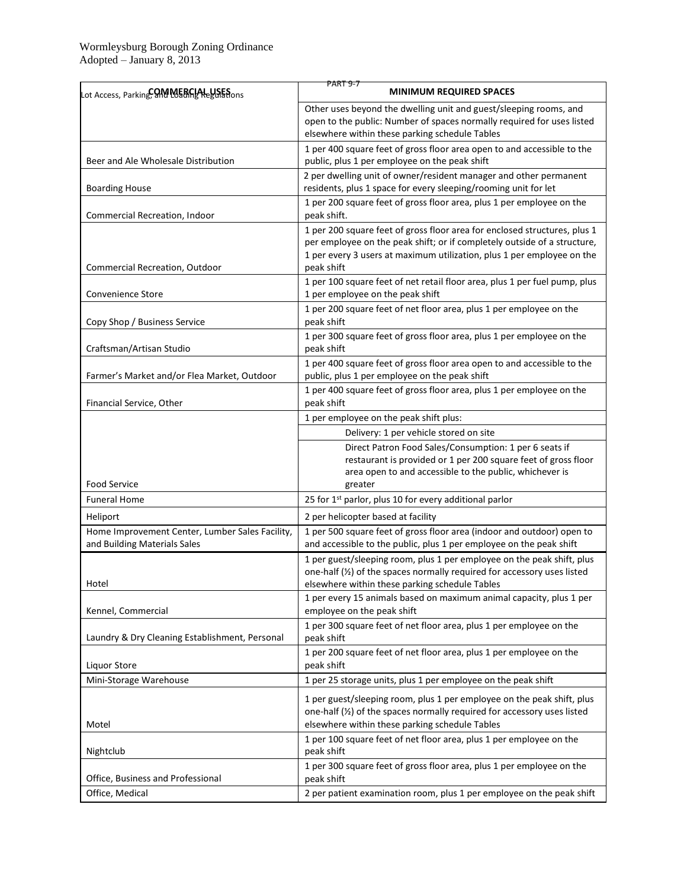| COMMERCIAL USES | MINIMUM REQUIRED SPACES |
|---|---|
| | Other uses beyond the dwelling unit and guest/sleeping rooms, and open to the public: Number of spaces normally required for uses listed elsewhere within these parking schedule Tables |
| Beer and Ale Wholesale Distribution | 1 per 400 square feet of gross floor area open to and accessible to the public, plus 1 per employee on the peak shift |
| Boarding House | 2 per dwelling unit of owner/resident manager and other permanent residents, plus 1 space for every sleeping/rooming unit for let |
| Commercial Recreation, Indoor | 1 per 200 square feet of gross floor area, plus 1 per employee on the peak shift. |
| Commercial Recreation, Outdoor | 1 per 200 square feet of gross floor area for enclosed structures, plus 1 per employee on the peak shift; or if completely outside of a structure, 1 per every 3 users at maximum utilization, plus 1 per employee on the peak shift |
| Convenience Store | 1 per 100 square feet of net retail floor area, plus 1 per fuel pump, plus 1 per employee on the peak shift |
| Copy Shop / Business Service | 1 per 200 square feet of net floor area, plus 1 per employee on the peak shift |
| Craftsman/Artisan Studio | 1 per 300 square feet of gross floor area, plus 1 per employee on the peak shift |
| Farmer's Market and/or Flea Market, Outdoor | 1 per 400 square feet of gross floor area open to and accessible to the public, plus 1 per employee on the peak shift |
| Financial Service, Other | 1 per 400 square feet of gross floor area, plus 1 per employee on the peak shift |
| Food Service | 1 per employee on the peak shift plus:<br>Delivery: 1 per vehicle stored on site<br>Direct Patron Food Sales/Consumption: 1 per 6 seats if restaurant is provided or 1 per 200 square feet of gross floor area open to and accessible to the public, whichever is greater |
| Funeral Home | 25 for 1st parlor, plus 10 for every additional parlor |
| Heliport | 2 per helicopter based at facility |
| Home Improvement Center, Lumber Sales Facility, and Building Materials Sales | 1 per 500 square feet of gross floor area (indoor and outdoor) open to and accessible to the public, plus 1 per employee on the peak shift |
| Hotel | 1 per guest/sleeping room, plus 1 per employee on the peak shift, plus one-half (½) of the spaces normally required for accessory uses listed elsewhere within these parking schedule Tables |
| Kennel, Commercial | 1 per every 15 animals based on maximum animal capacity, plus 1 per employee on the peak shift |
| Laundry & Dry Cleaning Establishment, Personal | 1 per 300 square feet of net floor area, plus 1 per employee on the peak shift |
| Liquor Store | 1 per 200 square feet of net floor area, plus 1 per employee on the peak shift |
| Mini-Storage Warehouse | 1 per 25 storage units, plus 1 per employee on the peak shift |
| Motel | 1 per guest/sleeping room, plus 1 per employee on the peak shift, plus one-half (½) of the spaces normally required for accessory uses listed elsewhere within these parking schedule Tables |
| Nightclub | 1 per 100 square feet of net floor area, plus 1 per employee on the peak shift |
| Office, Business and Professional | 1 per 300 square feet of gross floor area, plus 1 per employee on the peak shift |
| Office, Medical | 2 per patient examination room, plus 1 per employee on the peak shift |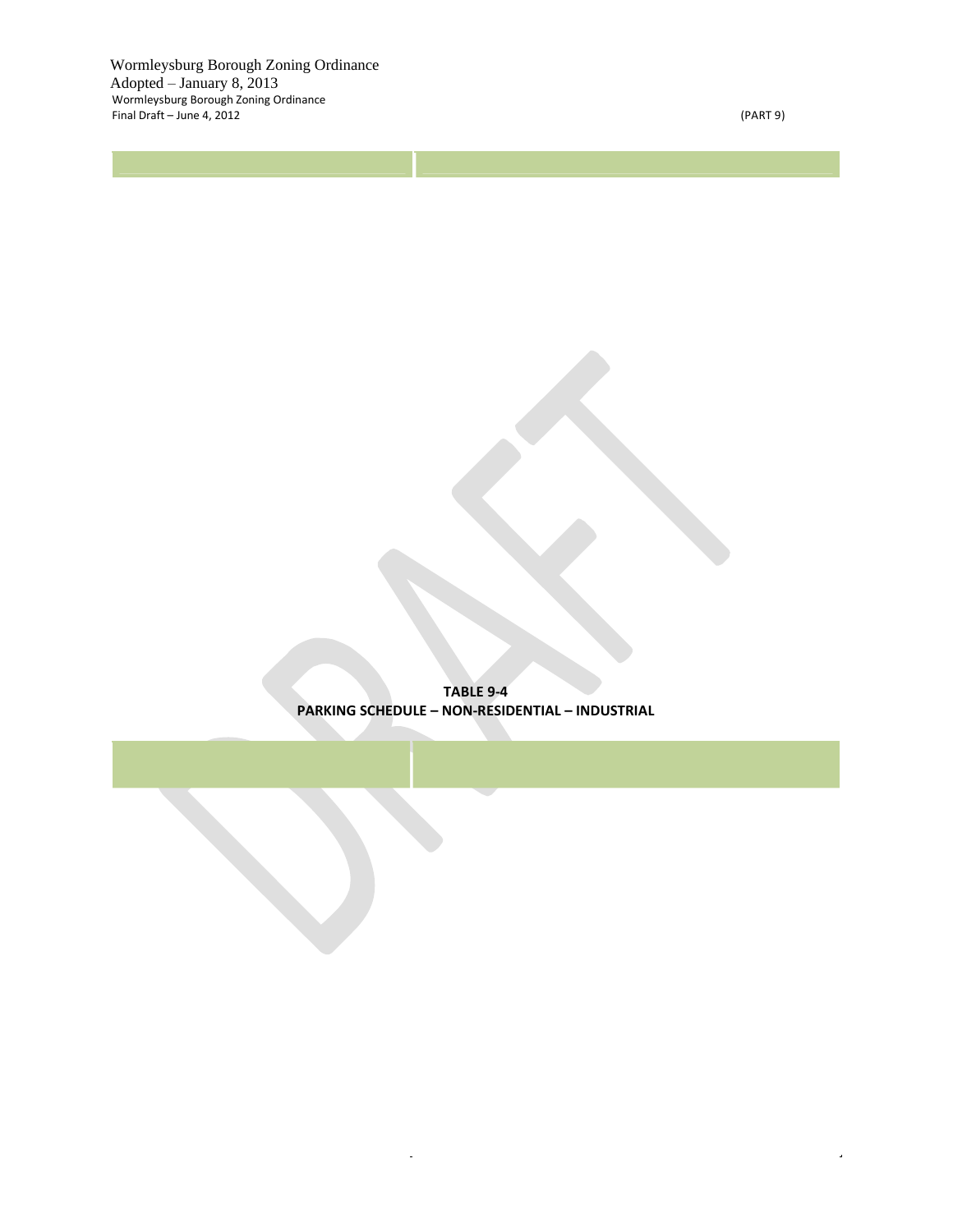**TABLE 9-4**
**PARKING SCHEDULE – NON-RESIDENTIAL – INDUSTRIAL**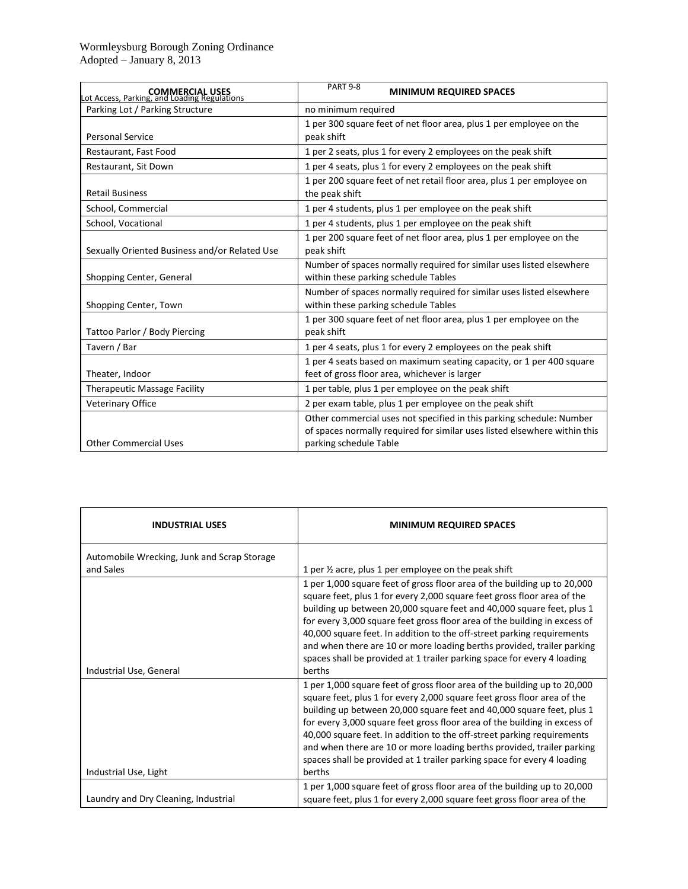| COMMERCIAL USES | MINIMUM REQUIRED SPACES |
|---|---|
| Parking Lot / Parking Structure | no minimum required |
| Personal Service | 1 per 300 square feet of net floor area, plus 1 per employee on the peak shift |
| Restaurant, Fast Food | 1 per 2 seats, plus 1 for every 2 employees on the peak shift |
| Restaurant, Sit Down | 1 per 4 seats, plus 1 for every 2 employees on the peak shift |
| Retail Business | 1 per 200 square feet of net retail floor area, plus 1 per employee on the peak shift |
| School, Commercial | 1 per 4 students, plus 1 per employee on the peak shift |
| School, Vocational | 1 per 4 students, plus 1 per employee on the peak shift |
| Sexually Oriented Business and/or Related Use | 1 per 200 square feet of net floor area, plus 1 per employee on the peak shift |
| Shopping Center, General | Number of spaces normally required for similar uses listed elsewhere within these parking schedule Tables |
| Shopping Center, Town | Number of spaces normally required for similar uses listed elsewhere within these parking schedule Tables |
| Tattoo Parlor / Body Piercing | 1 per 300 square feet of net floor area, plus 1 per employee on the peak shift |
| Tavern / Bar | 1 per 4 seats, plus 1 for every 2 employees on the peak shift |
| Theater, Indoor | 1 per 4 seats based on maximum seating capacity, or 1 per 400 square feet of gross floor area, whichever is larger |
| Therapeutic Massage Facility | 1 per table, plus 1 per employee on the peak shift |
| Veterinary Office | 2 per exam table, plus 1 per employee on the peak shift |
| Other Commercial Uses | Other commercial uses not specified in this parking schedule: Number of spaces normally required for similar uses listed elsewhere within this parking schedule Table |

| INDUSTRIAL USES | MINIMUM REQUIRED SPACES |
|---|---|
| Automobile Wrecking, Junk and Scrap Storage and Sales | 1 per ½ acre, plus 1 per employee on the peak shift |
| Industrial Use, General | 1 per 1,000 square feet of gross floor area of the building up to 20,000 square feet, plus 1 for every 2,000 square feet gross floor area of the building up between 20,000 square feet and 40,000 square feet, plus 1 for every 3,000 square feet gross floor area of the building in excess of 40,000 square feet. In addition to the off-street parking requirements and when there are 10 or more loading berths provided, trailer parking spaces shall be provided at 1 trailer parking space for every 4 loading berths |
| Industrial Use, Light | 1 per 1,000 square feet of gross floor area of the building up to 20,000 square feet, plus 1 for every 2,000 square feet gross floor area of the building up between 20,000 square feet and 40,000 square feet, plus 1 for every 3,000 square feet gross floor area of the building in excess of 40,000 square feet. In addition to the off-street parking requirements and when there are 10 or more loading berths provided, trailer parking spaces shall be provided at 1 trailer parking space for every 4 loading berths |
| Laundry and Dry Cleaning, Industrial | 1 per 1,000 square feet of gross floor area of the building up to 20,000 square feet, plus 1 for every 2,000 square feet gross floor area of the |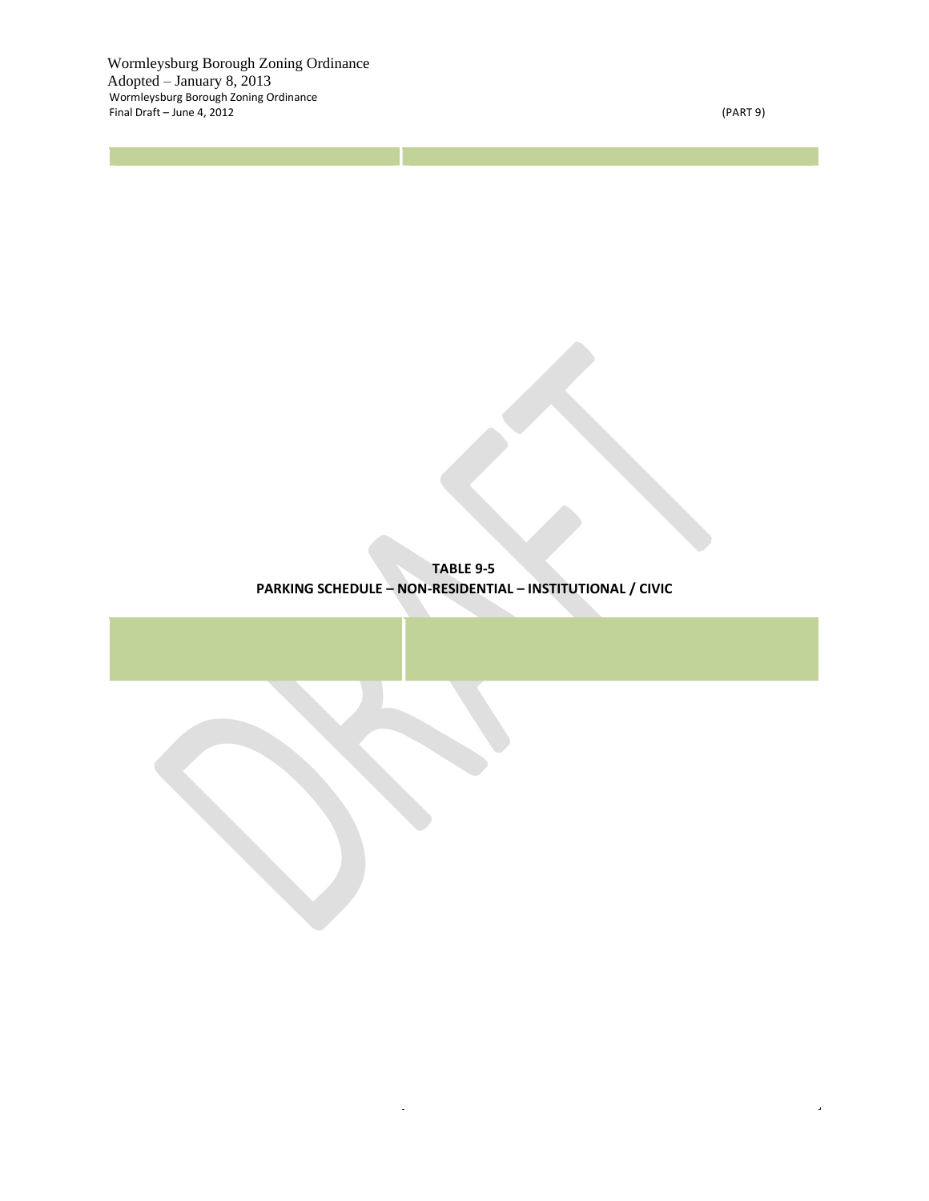**TABLE 9-5**
**PARKING SCHEDULE – NON-RESIDENTIAL – INSTITUTIONAL / CIVIC**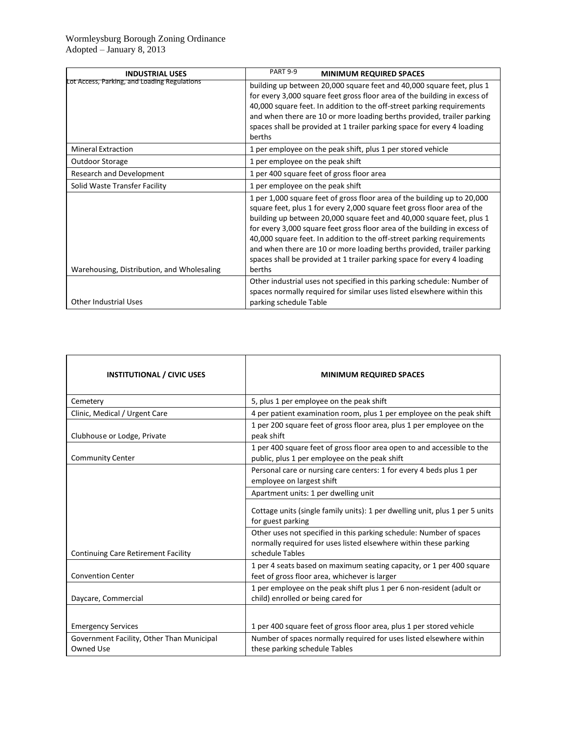| INDUSTRIAL USES | MINIMUM REQUIRED SPACES |
|---|---|
| | building up between 20,000 square feet and 40,000 square feet, plus 1 for every 3,000 square feet gross floor area of the building in excess of 40,000 square feet. In addition to the off-street parking requirements and when there are 10 or more loading berths provided, trailer parking spaces shall be provided at 1 trailer parking space for every 4 loading berths |
| Mineral Extraction | 1 per employee on the peak shift, plus 1 per stored vehicle |
| Outdoor Storage | 1 per employee on the peak shift |
| Research and Development | 1 per 400 square feet of gross floor area |
| Solid Waste Transfer Facility | 1 per employee on the peak shift |
| Warehousing, Distribution, and Wholesaling | 1 per 1,000 square feet of gross floor area of the building up to 20,000 square feet, plus 1 for every 2,000 square feet gross floor area of the building up between 20,000 square feet and 40,000 square feet, plus 1 for every 3,000 square feet gross floor area of the building in excess of 40,000 square feet. In addition to the off-street parking requirements and when there are 10 or more loading berths provided, trailer parking spaces shall be provided at 1 trailer parking space for every 4 loading berths |
| Other Industrial Uses | Other industrial uses not specified in this parking schedule: Number of spaces normally required for similar uses listed elsewhere within this parking schedule Table |

| INSTITUTIONAL / CIVIC USES | MINIMUM REQUIRED SPACES |
|---|---|
| Cemetery | 5, plus 1 per employee on the peak shift |
| Clinic, Medical / Urgent Care | 4 per patient examination room, plus 1 per employee on the peak shift |
| Clubhouse or Lodge, Private | 1 per 200 square feet of gross floor area, plus 1 per employee on the peak shift |
| Community Center | 1 per 400 square feet of gross floor area open to and accessible to the public, plus 1 per employee on the peak shift |
| Continuing Care Retirement Facility | Personal care or nursing care centers: 1 for every 4 beds plus 1 per employee on largest shift |
| | Apartment units: 1 per dwelling unit |
| | Cottage units (single family units): 1 per dwelling unit, plus 1 per 5 units for guest parking |
| | Other uses not specified in this parking schedule: Number of spaces normally required for uses listed elsewhere within these parking schedule Tables |
| Convention Center | 1 per 4 seats based on maximum seating capacity, or 1 per 400 square feet of gross floor area, whichever is larger |
| Daycare, Commercial | 1 per employee on the peak shift plus 1 per 6 non-resident (adult or child) enrolled or being cared for |
| Emergency Services | 1 per 400 square feet of gross floor area, plus 1 per stored vehicle |
| Government Facility, Other Than Municipal Owned Use | Number of spaces normally required for uses listed elsewhere within these parking schedule Tables |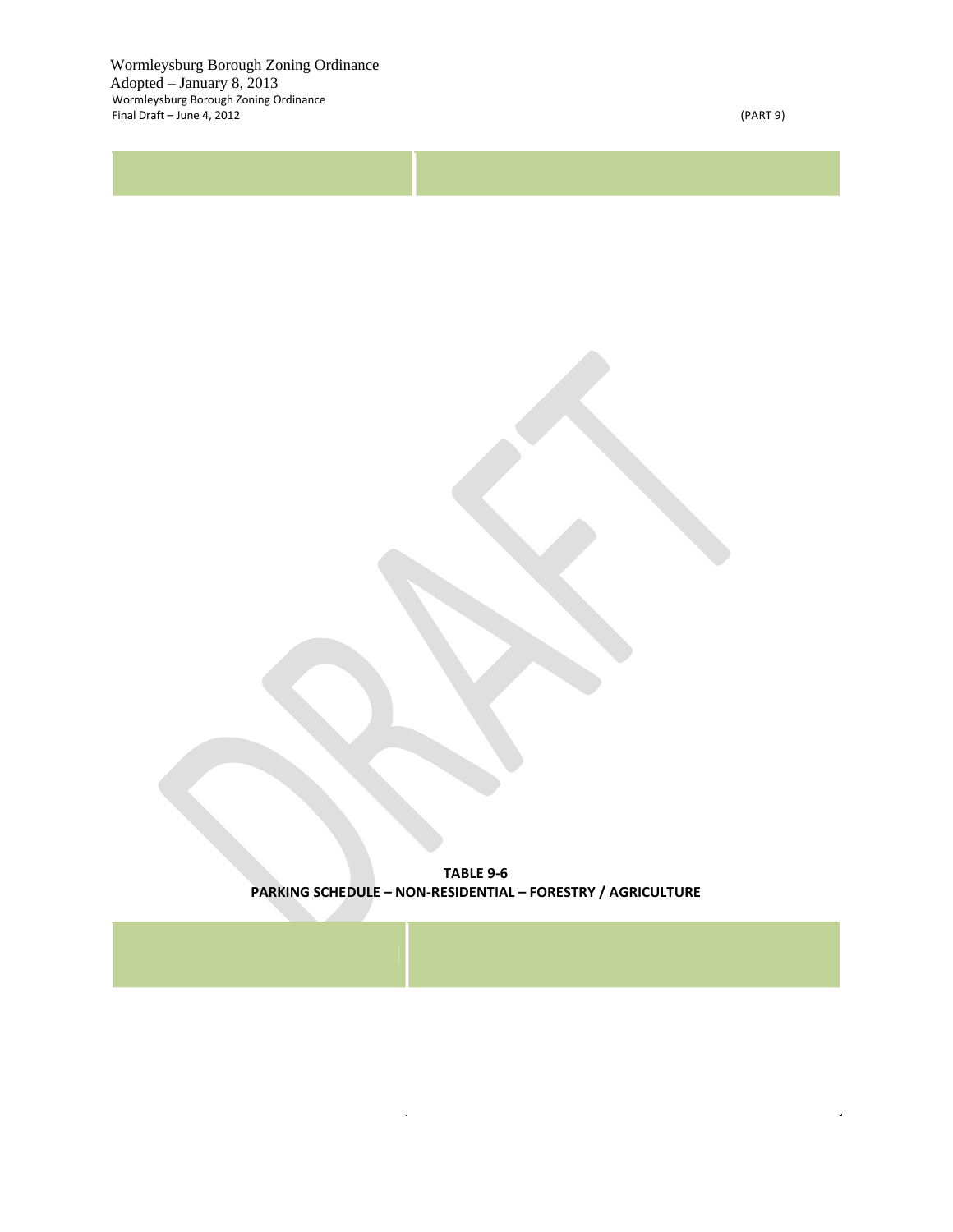**TABLE 9-6**
**PARKING SCHEDULE – NON-RESIDENTIAL – FORESTRY / AGRICULTURE**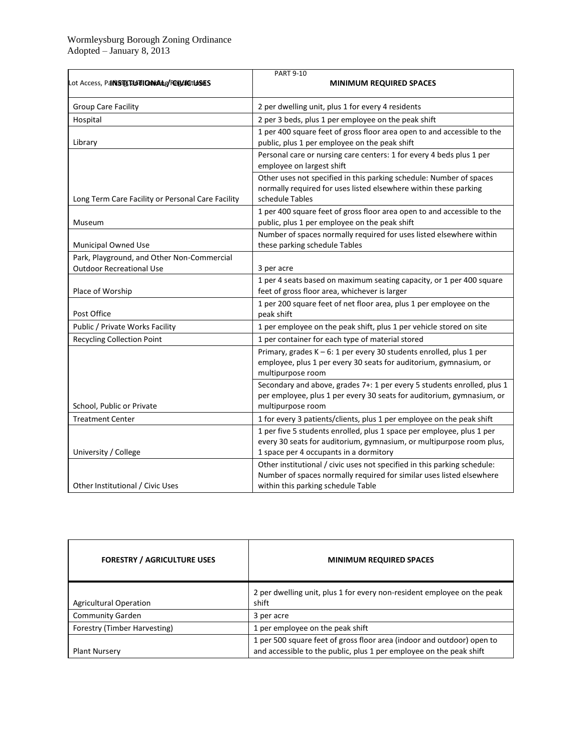| INSTITUTIONAL / CIVIC USES | MINIMUM REQUIRED SPACES |
|---|---|
| Group Care Facility | 2 per dwelling unit, plus 1 for every 4 residents |
| Hospital | 2 per 3 beds, plus 1 per employee on the peak shift |
| Library | 1 per 400 square feet of gross floor area open to and accessible to the public, plus 1 per employee on the peak shift |
| Long Term Care Facility or Personal Care Facility | Personal care or nursing care centers: 1 for every 4 beds plus 1 per employee on largest shift |
| | Other uses not specified in this parking schedule: Number of spaces normally required for uses listed elsewhere within these parking schedule Tables |
| Museum | 1 per 400 square feet of gross floor area open to and accessible to the public, plus 1 per employee on the peak shift |
| Municipal Owned Use | Number of spaces normally required for uses listed elsewhere within these parking schedule Tables |
| Park, Playground, and Other Non-Commercial Outdoor Recreational Use | 3 per acre |
| Place of Worship | 1 per 4 seats based on maximum seating capacity, or 1 per 400 square feet of gross floor area, whichever is larger |
| Post Office | 1 per 200 square feet of net floor area, plus 1 per employee on the peak shift |
| Public / Private Works Facility | 1 per employee on the peak shift, plus 1 per vehicle stored on site |
| Recycling Collection Point | 1 per container for each type of material stored |
| School, Public or Private | Primary, grades K – 6: 1 per every 30 students enrolled, plus 1 per employee, plus 1 per every 30 seats for auditorium, gymnasium, or multipurpose room |
| | Secondary and above, grades 7+: 1 per every 5 students enrolled, plus 1 per employee, plus 1 per every 30 seats for auditorium, gymnasium, or multipurpose room |
| Treatment Center | 1 for every 3 patients/clients, plus 1 per employee on the peak shift |
| University / College | 1 per five 5 students enrolled, plus 1 space per employee, plus 1 per every 30 seats for auditorium, gymnasium, or multipurpose room plus, 1 space per 4 occupants in a dormitory |
| Other Institutional / Civic Uses | Other institutional / civic uses not specified in this parking schedule: Number of spaces normally required for similar uses listed elsewhere within this parking schedule Table |

| FORESTRY / AGRICULTURE USES | MINIMUM REQUIRED SPACES |
|---|---|
| Agricultural Operation | 2 per dwelling unit, plus 1 for every non-resident employee on the peak shift |
| Community Garden | 3 per acre |
| Forestry (Timber Harvesting) | 1 per employee on the peak shift |
| Plant Nursery | 1 per 500 square feet of gross floor area (indoor and outdoor) open to and accessible to the public, plus 1 per employee on the peak shift |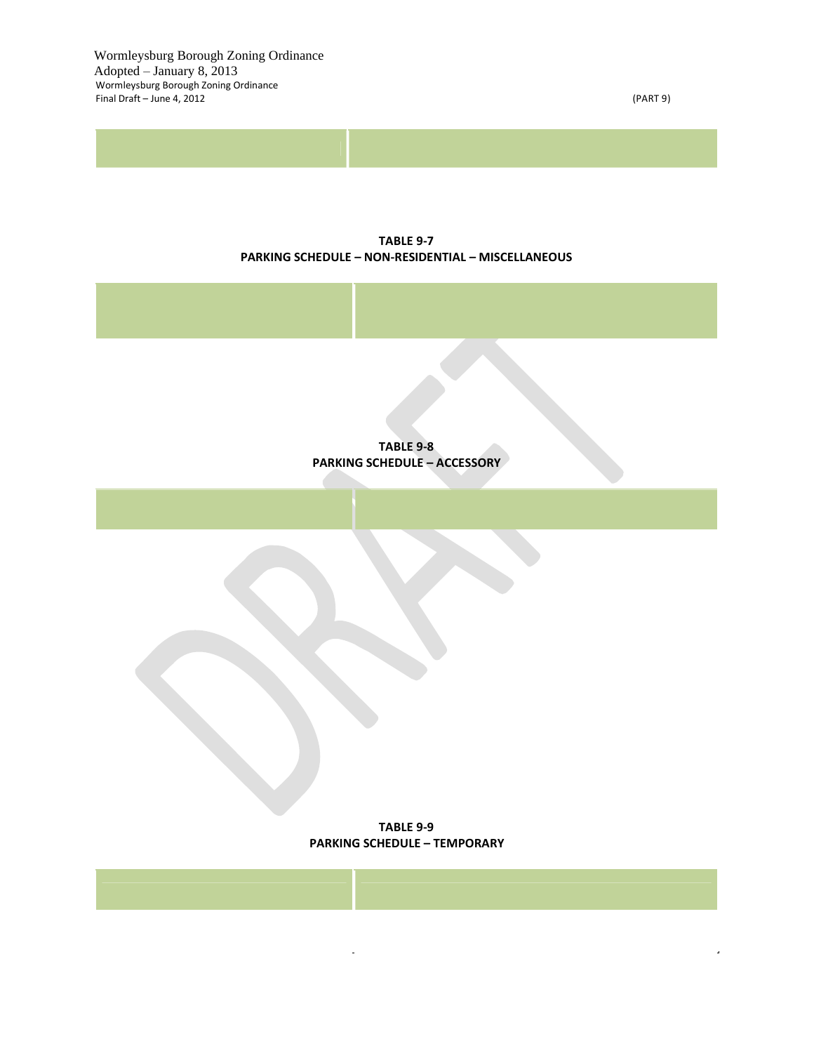**TABLE 9-7**
**PARKING SCHEDULE – NON-RESIDENTIAL – MISCELLANEOUS**

**TABLE 9-8**
**PARKING SCHEDULE – ACCESSORY**

**TABLE 9-9**
**PARKING SCHEDULE – TEMPORARY**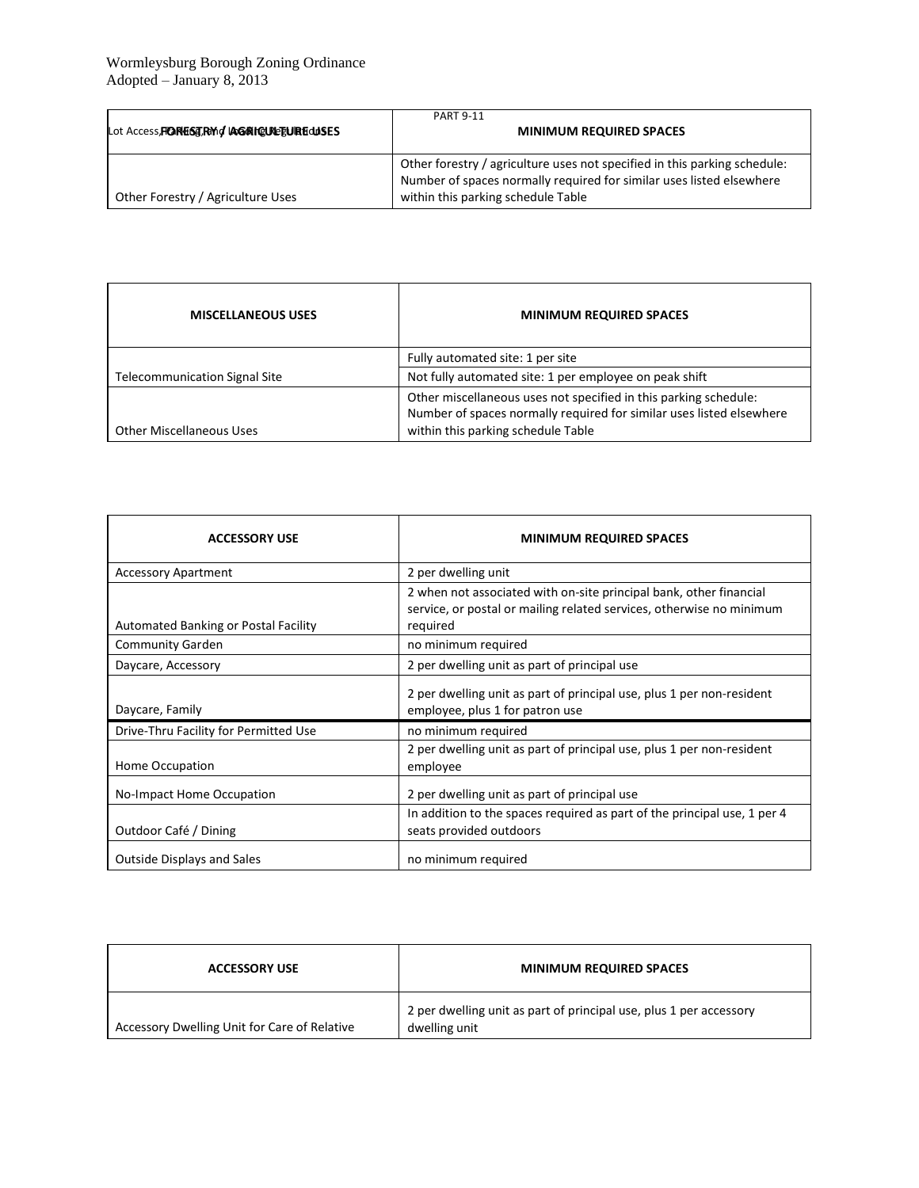| FORESTRY / AGRICULTURE USES | MINIMUM REQUIRED SPACES |
|---|---|
| Other Forestry / Agriculture Uses | Other forestry / agriculture uses not specified in this parking schedule: Number of spaces normally required for similar uses listed elsewhere within this parking schedule Table |

| MISCELLANEOUS USES | MINIMUM REQUIRED SPACES |
|---|---|
| Telecommunication Signal Site | Fully automated site: 1 per site |
| | Not fully automated site: 1 per employee on peak shift |
| Other Miscellaneous Uses | Other miscellaneous uses not specified in this parking schedule: Number of spaces normally required for similar uses listed elsewhere within this parking schedule Table |

| ACCESSORY USE | MINIMUM REQUIRED SPACES |
|---|---|
| Accessory Apartment | 2 per dwelling unit |
| Automated Banking or Postal Facility | 2 when not associated with on-site principal bank, other financial service, or postal or mailing related services, otherwise no minimum required |
| Community Garden | no minimum required |
| Daycare, Accessory | 2 per dwelling unit as part of principal use |
| Daycare, Family | 2 per dwelling unit as part of principal use, plus 1 per non-resident employee, plus 1 for patron use |
| Drive-Thru Facility for Permitted Use | no minimum required |
| Home Occupation | 2 per dwelling unit as part of principal use, plus 1 per non-resident employee |
| No-Impact Home Occupation | 2 per dwelling unit as part of principal use |
| Outdoor Café / Dining | In addition to the spaces required as part of the principal use, 1 per 4 seats provided outdoors |
| Outside Displays and Sales | no minimum required |

| ACCESSORY USE | MINIMUM REQUIRED SPACES |
|---|---|
| Accessory Dwelling Unit for Care of Relative | 2 per dwelling unit as part of principal use, plus 1 per accessory dwelling unit |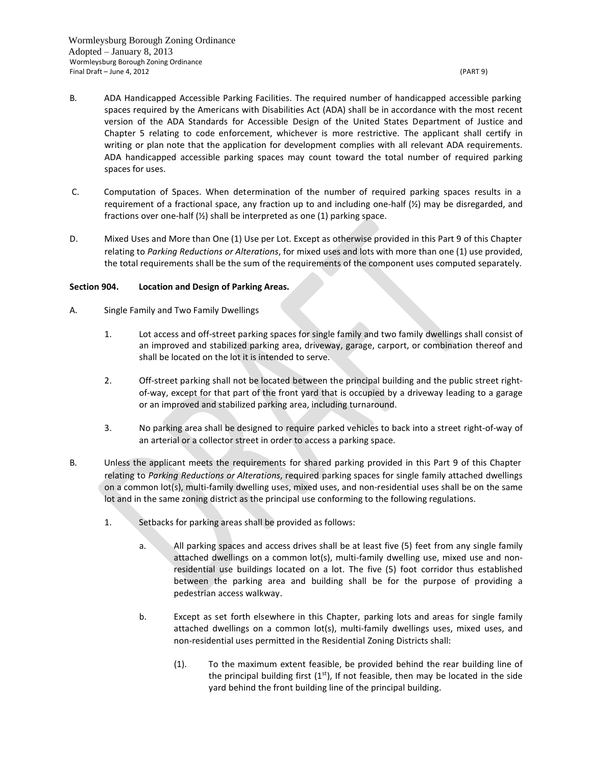B. ADA Handicapped Accessible Parking Facilities. The required number of handicapped accessible parking spaces required by the Americans with Disabilities Act (ADA) shall be in accordance with the most recent version of the ADA Standards for Accessible Design of the United States Department of Justice and Chapter 5 relating to code enforcement, whichever is more restrictive. The applicant shall certify in writing or plan note that the application for development complies with all relevant ADA requirements. ADA handicapped accessible parking spaces may count toward the total number of required parking spaces for uses.

C. Computation of Spaces. When determination of the number of required parking spaces results in a requirement of a fractional space, any fraction up to and including one-half (½) may be disregarded, and fractions over one-half (½) shall be interpreted as one (1) parking space.

D. Mixed Uses and More than One (1) Use per Lot. Except as otherwise provided in this Part 9 of this Chapter relating to *Parking Reductions or Alterations*, for mixed uses and lots with more than one (1) use provided, the total requirements shall be the sum of the requirements of the component uses computed separately.

**Section 904. Location and Design of Parking Areas.**

A. Single Family and Two Family Dwellings

1. Lot access and off-street parking spaces for single family and two family dwellings shall consist of an improved and stabilized parking area, driveway, garage, carport, or combination thereof and shall be located on the lot it is intended to serve.

2. Off-street parking shall not be located between the principal building and the public street right-of-way, except for that part of the front yard that is occupied by a driveway leading to a garage or an improved and stabilized parking area, including turnaround.

3. No parking area shall be designed to require parked vehicles to back into a street right-of-way of an arterial or a collector street in order to access a parking space.

B. Unless the applicant meets the requirements for shared parking provided in this Part 9 of this Chapter relating to *Parking Reductions or Alterations*, required parking spaces for single family attached dwellings on a common lot(s), multi-family dwelling uses, mixed uses, and non-residential uses shall be on the same lot and in the same zoning district as the principal use conforming to the following regulations.

1. Setbacks for parking areas shall be provided as follows:

   a. All parking spaces and access drives shall be at least five (5) feet from any single family attached dwellings on a common lot(s), multi-family dwelling use, mixed use and non-residential use buildings located on a lot. The five (5) foot corridor thus established between the parking area and building shall be for the purpose of providing a pedestrian access walkway.

   b. Except as set forth elsewhere in this Chapter, parking lots and areas for single family attached dwellings on a common lot(s), multi-family dwellings uses, mixed uses, and non-residential uses permitted in the Residential Zoning Districts shall:

      (1). To the maximum extent feasible, be provided behind the rear building line of the principal building first ($1^{st}$), If not feasible, then may be located in the side yard behind the front building line of the principal building.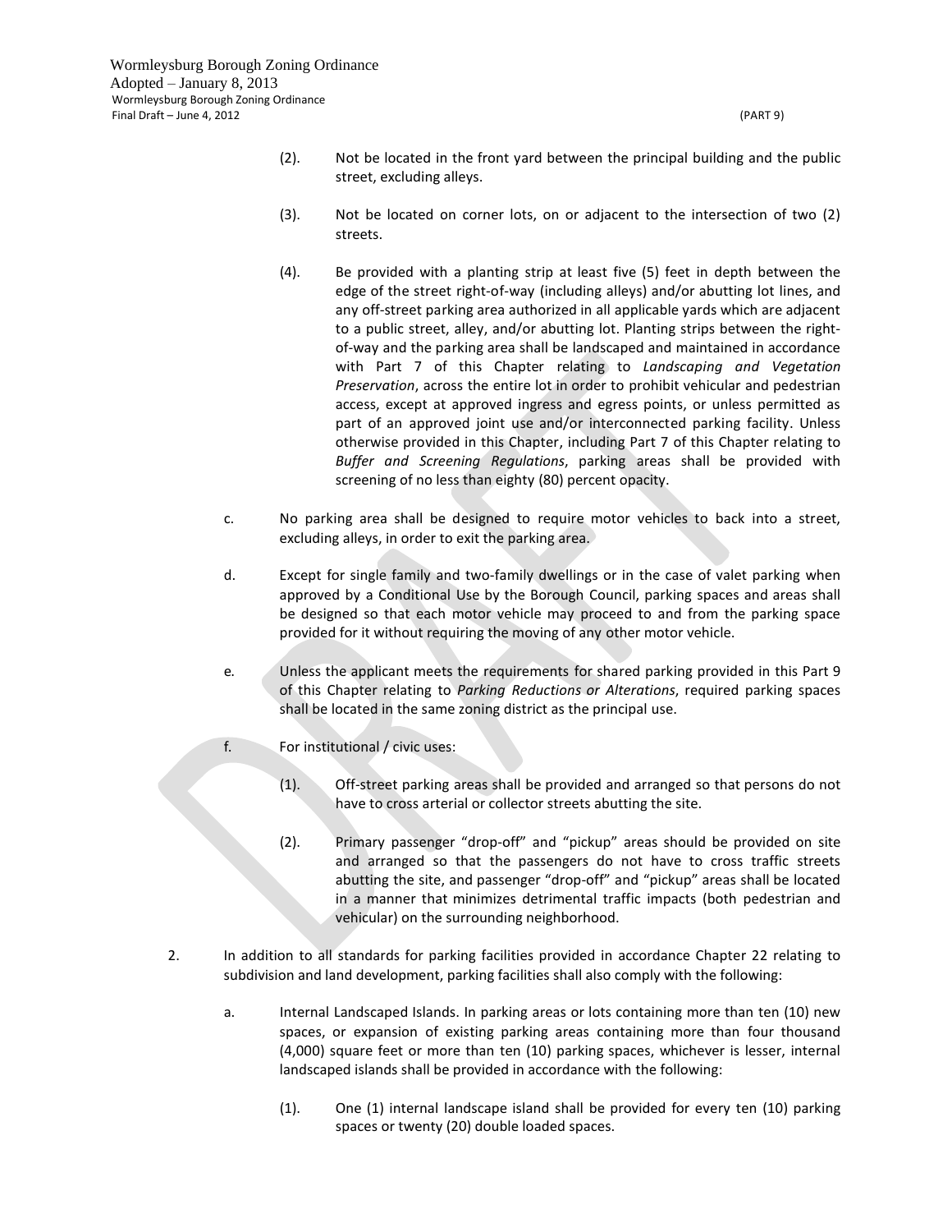(2). Not be located in the front yard between the principal building and the public street, excluding alleys.

(3). Not be located on corner lots, on or adjacent to the intersection of two (2) streets.

(4). Be provided with a planting strip at least five (5) feet in depth between the edge of the street right-of-way (including alleys) and/or abutting lot lines, and any off-street parking area authorized in all applicable yards which are adjacent to a public street, alley, and/or abutting lot. Planting strips between the right-of-way and the parking area shall be landscaped and maintained in accordance with Part 7 of this Chapter relating to *Landscaping and Vegetation Preservation*, across the entire lot in order to prohibit vehicular and pedestrian access, except at approved ingress and egress points, or unless permitted as part of an approved joint use and/or interconnected parking facility. Unless otherwise provided in this Chapter, including Part 7 of this Chapter relating to *Buffer and Screening Regulations*, parking areas shall be provided with screening of no less than eighty (80) percent opacity.

c. No parking area shall be designed to require motor vehicles to back into a street, excluding alleys, in order to exit the parking area.

d. Except for single family and two-family dwellings or in the case of valet parking when approved by a Conditional Use by the Borough Council, parking spaces and areas shall be designed so that each motor vehicle may proceed to and from the parking space provided for it without requiring the moving of any other motor vehicle.

e. Unless the applicant meets the requirements for shared parking provided in this Part 9 of this Chapter relating to *Parking Reductions or Alterations*, required parking spaces shall be located in the same zoning district as the principal use.

f. For institutional / civic uses:

(1). Off-street parking areas shall be provided and arranged so that persons do not have to cross arterial or collector streets abutting the site.

(2). Primary passenger "drop-off" and "pickup" areas should be provided on site and arranged so that the passengers do not have to cross traffic streets abutting the site, and passenger "drop-off" and "pickup" areas shall be located in a manner that minimizes detrimental traffic impacts (both pedestrian and vehicular) on the surrounding neighborhood.

2. In addition to all standards for parking facilities provided in accordance Chapter 22 relating to subdivision and land development, parking facilities shall also comply with the following:

a. Internal Landscaped Islands. In parking areas or lots containing more than ten (10) new spaces, or expansion of existing parking areas containing more than four thousand (4,000) square feet or more than ten (10) parking spaces, whichever is lesser, internal landscaped islands shall be provided in accordance with the following:

(1). One (1) internal landscape island shall be provided for every ten (10) parking spaces or twenty (20) double loaded spaces.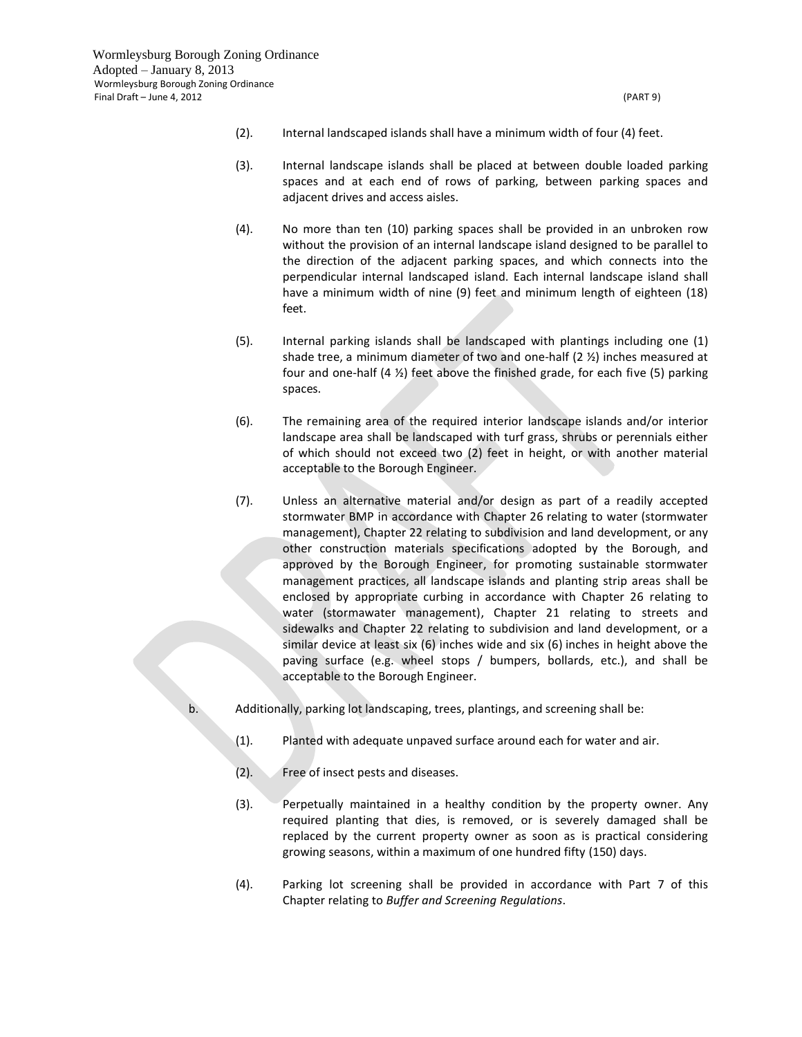(2). Internal landscaped islands shall have a minimum width of four (4) feet.

(3). Internal landscape islands shall be placed at between double loaded parking spaces and at each end of rows of parking, between parking spaces and adjacent drives and access aisles.

(4). No more than ten (10) parking spaces shall be provided in an unbroken row without the provision of an internal landscape island designed to be parallel to the direction of the adjacent parking spaces, and which connects into the perpendicular internal landscaped island. Each internal landscape island shall have a minimum width of nine (9) feet and minimum length of eighteen (18) feet.

(5). Internal parking islands shall be landscaped with plantings including one (1) shade tree, a minimum diameter of two and one-half (2 ½) inches measured at four and one-half (4 ½) feet above the finished grade, for each five (5) parking spaces.

(6). The remaining area of the required interior landscape islands and/or interior landscape area shall be landscaped with turf grass, shrubs or perennials either of which should not exceed two (2) feet in height, or with another material acceptable to the Borough Engineer.

(7). Unless an alternative material and/or design as part of a readily accepted stormwater BMP in accordance with Chapter 26 relating to water (stormwater management), Chapter 22 relating to subdivision and land development, or any other construction materials specifications adopted by the Borough, and approved by the Borough Engineer, for promoting sustainable stormwater management practices, all landscape islands and planting strip areas shall be enclosed by appropriate curbing in accordance with Chapter 26 relating to water (stormawater management), Chapter 21 relating to streets and sidewalks and Chapter 22 relating to subdivision and land development, or a similar device at least six (6) inches wide and six (6) inches in height above the paving surface (e.g. wheel stops / bumpers, bollards, etc.), and shall be acceptable to the Borough Engineer.

b. Additionally, parking lot landscaping, trees, plantings, and screening shall be:

(1). Planted with adequate unpaved surface around each for water and air.

(2). Free of insect pests and diseases.

(3). Perpetually maintained in a healthy condition by the property owner. Any required planting that dies, is removed, or is severely damaged shall be replaced by the current property owner as soon as is practical considering growing seasons, within a maximum of one hundred fifty (150) days.

(4). Parking lot screening shall be provided in accordance with Part 7 of this Chapter relating to *Buffer and Screening Regulations*.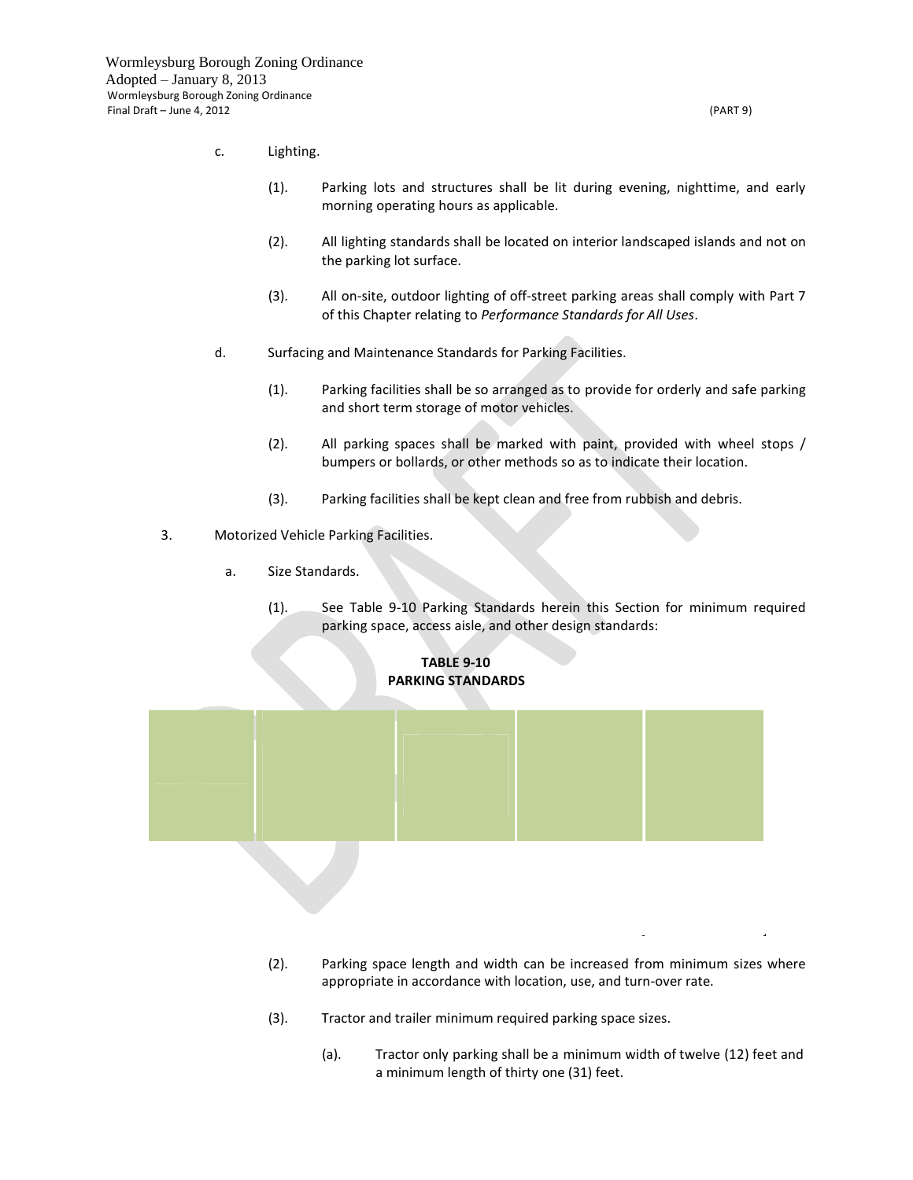c. Lighting.

(1). Parking lots and structures shall be lit during evening, nighttime, and early morning operating hours as applicable.

(2). All lighting standards shall be located on interior landscaped islands and not on the parking lot surface.

(3). All on-site, outdoor lighting of off-street parking areas shall comply with Part 7 of this Chapter relating to *Performance Standards for All Uses*.

d. Surfacing and Maintenance Standards for Parking Facilities.

(1). Parking facilities shall be so arranged as to provide for orderly and safe parking and short term storage of motor vehicles.

(2). All parking spaces shall be marked with paint, provided with wheel stops / bumpers or bollards, or other methods so as to indicate their location.

(3). Parking facilities shall be kept clean and free from rubbish and debris.

3. Motorized Vehicle Parking Facilities.

a. Size Standards.

(1). See Table 9-10 Parking Standards herein this Section for minimum required parking space, access aisle, and other design standards:

**TABLE 9-10**
**PARKING STANDARDS**

(2). Parking space length and width can be increased from minimum sizes where appropriate in accordance with location, use, and turn-over rate.

(3). Tractor and trailer minimum required parking space sizes.

(a). Tractor only parking shall be a minimum width of twelve (12) feet and a minimum length of thirty one (31) feet.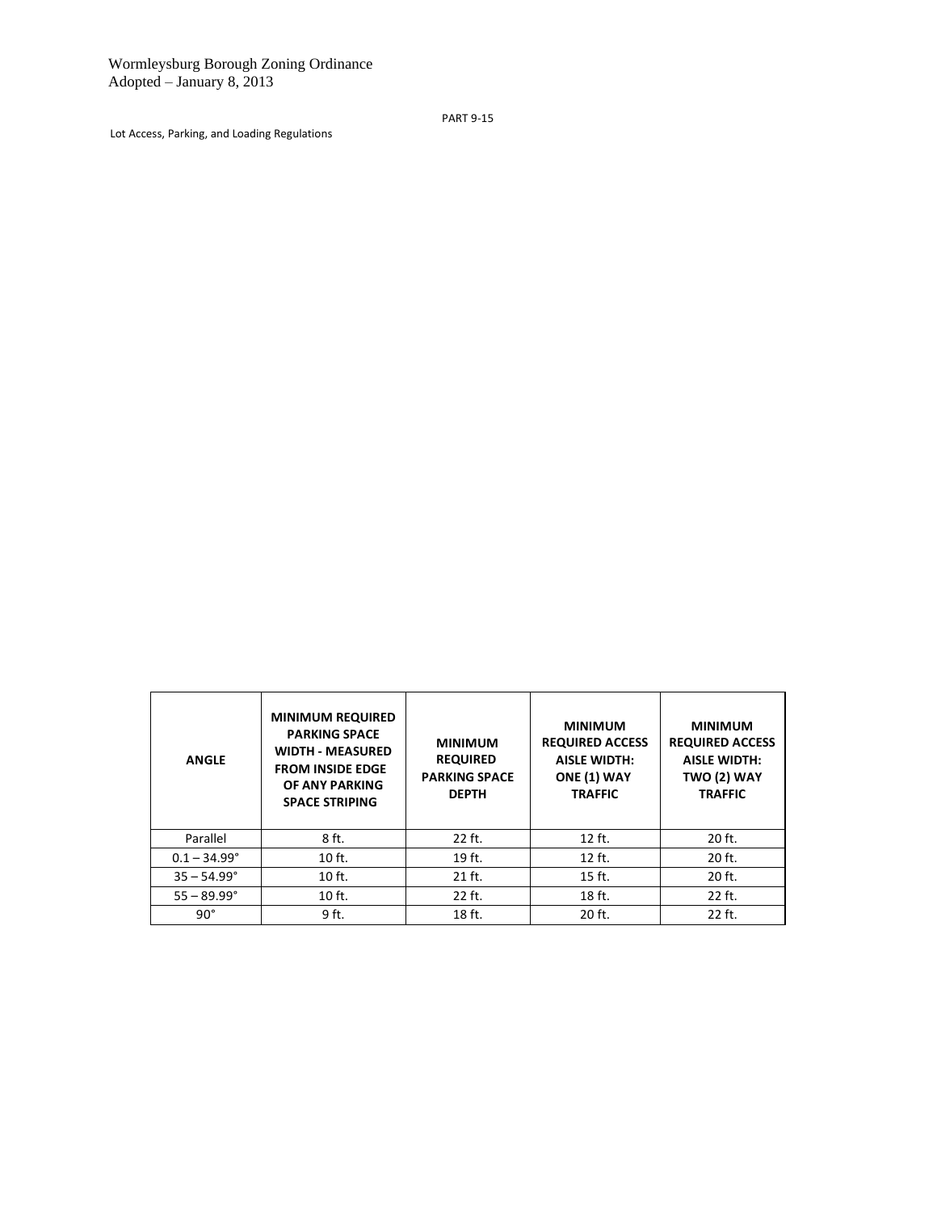| ANGLE | MINIMUM REQUIRED PARKING SPACE WIDTH - MEASURED FROM INSIDE EDGE OF ANY PARKING SPACE STRIPING | MINIMUM REQUIRED PARKING SPACE DEPTH | MINIMUM REQUIRED ACCESS AISLE WIDTH: ONE (1) WAY TRAFFIC | MINIMUM REQUIRED ACCESS AISLE WIDTH: TWO (2) WAY TRAFFIC |
|---|---|---|---|---|
| Parallel | 8 ft. | 22 ft. | 12 ft. | 20 ft. |
| 0.1 – 34.99° | 10 ft. | 19 ft. | 12 ft. | 20 ft. |
| 35 – 54.99° | 10 ft. | 21 ft. | 15 ft. | 20 ft. |
| 55 – 89.99° | 10 ft. | 22 ft. | 18 ft. | 22 ft. |
| 90° | 9 ft. | 18 ft. | 20 ft. | 22 ft. |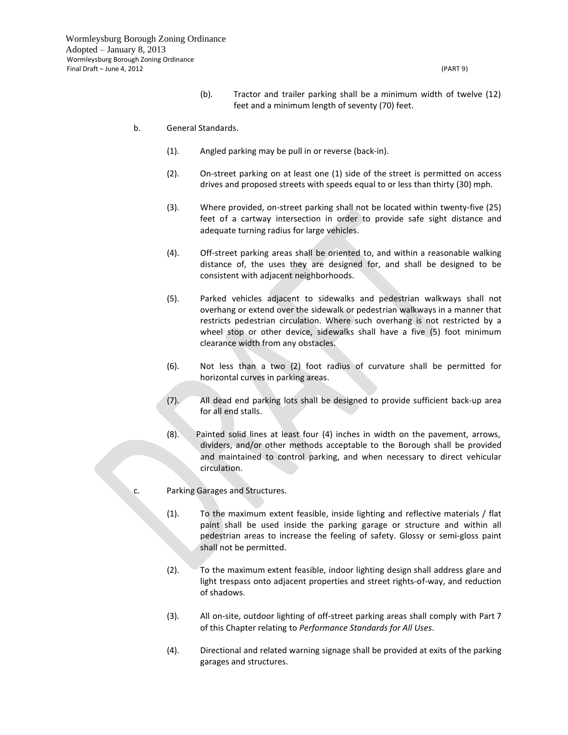(b). Tractor and trailer parking shall be a minimum width of twelve (12) feet and a minimum length of seventy (70) feet.

b. General Standards.

(1). Angled parking may be pull in or reverse (back-in).

(2). On-street parking on at least one (1) side of the street is permitted on access drives and proposed streets with speeds equal to or less than thirty (30) mph.

(3). Where provided, on-street parking shall not be located within twenty-five (25) feet of a cartway intersection in order to provide safe sight distance and adequate turning radius for large vehicles.

(4). Off-street parking areas shall be oriented to, and within a reasonable walking distance of, the uses they are designed for, and shall be designed to be consistent with adjacent neighborhoods.

(5). Parked vehicles adjacent to sidewalks and pedestrian walkways shall not overhang or extend over the sidewalk or pedestrian walkways in a manner that restricts pedestrian circulation. Where such overhang is not restricted by a wheel stop or other device, sidewalks shall have a five (5) foot minimum clearance width from any obstacles.

(6). Not less than a two (2) foot radius of curvature shall be permitted for horizontal curves in parking areas.

(7). All dead end parking lots shall be designed to provide sufficient back-up area for all end stalls.

(8). Painted solid lines at least four (4) inches in width on the pavement, arrows, dividers, and/or other methods acceptable to the Borough shall be provided and maintained to control parking, and when necessary to direct vehicular circulation.

c. Parking Garages and Structures.

(1). To the maximum extent feasible, inside lighting and reflective materials / flat paint shall be used inside the parking garage or structure and within all pedestrian areas to increase the feeling of safety. Glossy or semi-gloss paint shall not be permitted.

(2). To the maximum extent feasible, indoor lighting design shall address glare and light trespass onto adjacent properties and street rights-of-way, and reduction of shadows.

(3). All on-site, outdoor lighting of off-street parking areas shall comply with Part 7 of this Chapter relating to *Performance Standards for All Uses*.

(4). Directional and related warning signage shall be provided at exits of the parking garages and structures.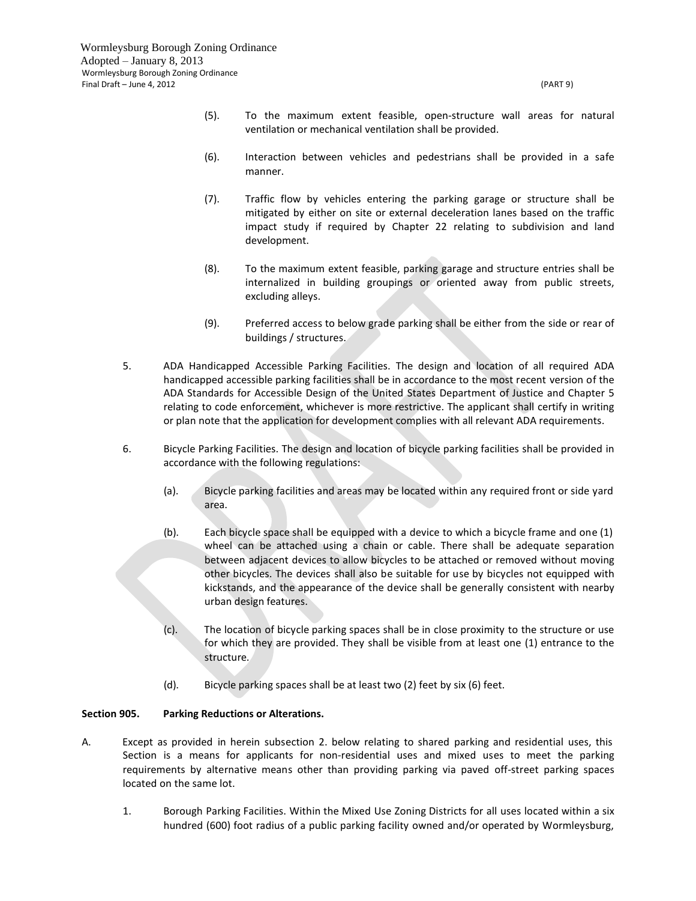(5). To the maximum extent feasible, open-structure wall areas for natural ventilation or mechanical ventilation shall be provided.

(6). Interaction between vehicles and pedestrians shall be provided in a safe manner.

(7). Traffic flow by vehicles entering the parking garage or structure shall be mitigated by either on site or external deceleration lanes based on the traffic impact study if required by Chapter 22 relating to subdivision and land development.

(8). To the maximum extent feasible, parking garage and structure entries shall be internalized in building groupings or oriented away from public streets, excluding alleys.

(9). Preferred access to below grade parking shall be either from the side or rear of buildings / structures.

5. ADA Handicapped Accessible Parking Facilities. The design and location of all required ADA handicapped accessible parking facilities shall be in accordance to the most recent version of the ADA Standards for Accessible Design of the United States Department of Justice and Chapter 5 relating to code enforcement, whichever is more restrictive. The applicant shall certify in writing or plan note that the application for development complies with all relevant ADA requirements.

6. Bicycle Parking Facilities. The design and location of bicycle parking facilities shall be provided in accordance with the following regulations:

(a). Bicycle parking facilities and areas may be located within any required front or side yard area.

(b). Each bicycle space shall be equipped with a device to which a bicycle frame and one (1) wheel can be attached using a chain or cable. There shall be adequate separation between adjacent devices to allow bicycles to be attached or removed without moving other bicycles. The devices shall also be suitable for use by bicycles not equipped with kickstands, and the appearance of the device shall be generally consistent with nearby urban design features.

(c). The location of bicycle parking spaces shall be in close proximity to the structure or use for which they are provided. They shall be visible from at least one (1) entrance to the structure.

(d). Bicycle parking spaces shall be at least two (2) feet by six (6) feet.

**Section 905. Parking Reductions or Alterations.**

A. Except as provided in herein subsection 2. below relating to shared parking and residential uses, this Section is a means for applicants for non-residential uses and mixed uses to meet the parking requirements by alternative means other than providing parking via paved off-street parking spaces located on the same lot.

1. Borough Parking Facilities. Within the Mixed Use Zoning Districts for all uses located within a six hundred (600) foot radius of a public parking facility owned and/or operated by Wormleysburg,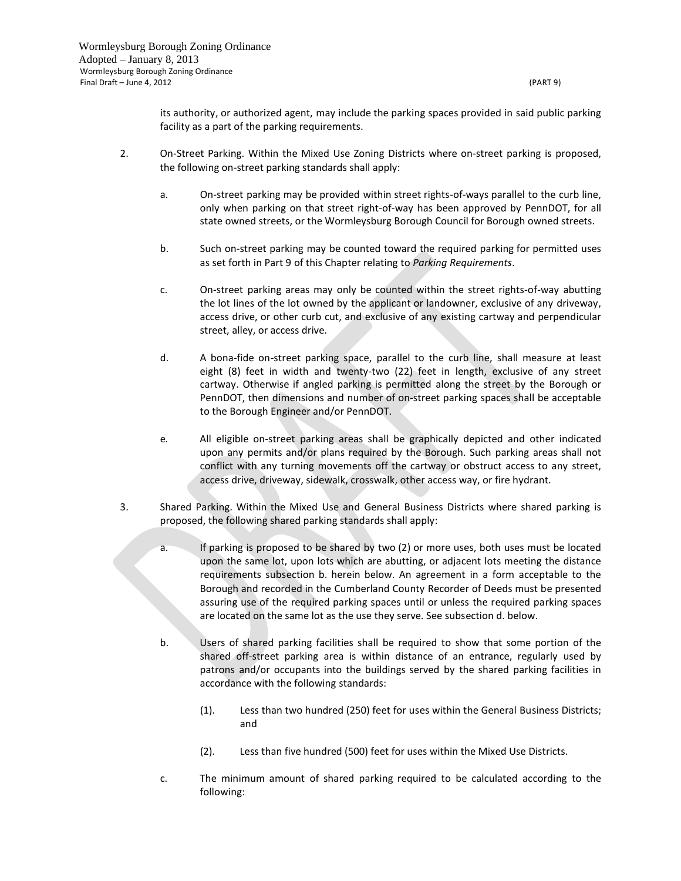its authority, or authorized agent, may include the parking spaces provided in said public parking facility as a part of the parking requirements.

2. On-Street Parking. Within the Mixed Use Zoning Districts where on-street parking is proposed, the following on-street parking standards shall apply:

   a. On-street parking may be provided within street rights-of-ways parallel to the curb line, only when parking on that street right-of-way has been approved by PennDOT, for all state owned streets, or the Wormleysburg Borough Council for Borough owned streets.

   b. Such on-street parking may be counted toward the required parking for permitted uses as set forth in Part 9 of this Chapter relating to *Parking Requirements*.

   c. On-street parking areas may only be counted within the street rights-of-way abutting the lot lines of the lot owned by the applicant or landowner, exclusive of any driveway, access drive, or other curb cut, and exclusive of any existing cartway and perpendicular street, alley, or access drive.

   d. A bona-fide on-street parking space, parallel to the curb line, shall measure at least eight (8) feet in width and twenty-two (22) feet in length, exclusive of any street cartway. Otherwise if angled parking is permitted along the street by the Borough or PennDOT, then dimensions and number of on-street parking spaces shall be acceptable to the Borough Engineer and/or PennDOT.

   e. All eligible on-street parking areas shall be graphically depicted and other indicated upon any permits and/or plans required by the Borough. Such parking areas shall not conflict with any turning movements off the cartway or obstruct access to any street, access drive, driveway, sidewalk, crosswalk, other access way, or fire hydrant.

3. Shared Parking. Within the Mixed Use and General Business Districts where shared parking is proposed, the following shared parking standards shall apply:

   a. If parking is proposed to be shared by two (2) or more uses, both uses must be located upon the same lot, upon lots which are abutting, or adjacent lots meeting the distance requirements subsection b. herein below. An agreement in a form acceptable to the Borough and recorded in the Cumberland County Recorder of Deeds must be presented assuring use of the required parking spaces until or unless the required parking spaces are located on the same lot as the use they serve. See subsection d. below.

   b. Users of shared parking facilities shall be required to show that some portion of the shared off-street parking area is within distance of an entrance, regularly used by patrons and/or occupants into the buildings served by the shared parking facilities in accordance with the following standards:

      (1). Less than two hundred (250) feet for uses within the General Business Districts; and

      (2). Less than five hundred (500) feet for uses within the Mixed Use Districts.

   c. The minimum amount of shared parking required to be calculated according to the following: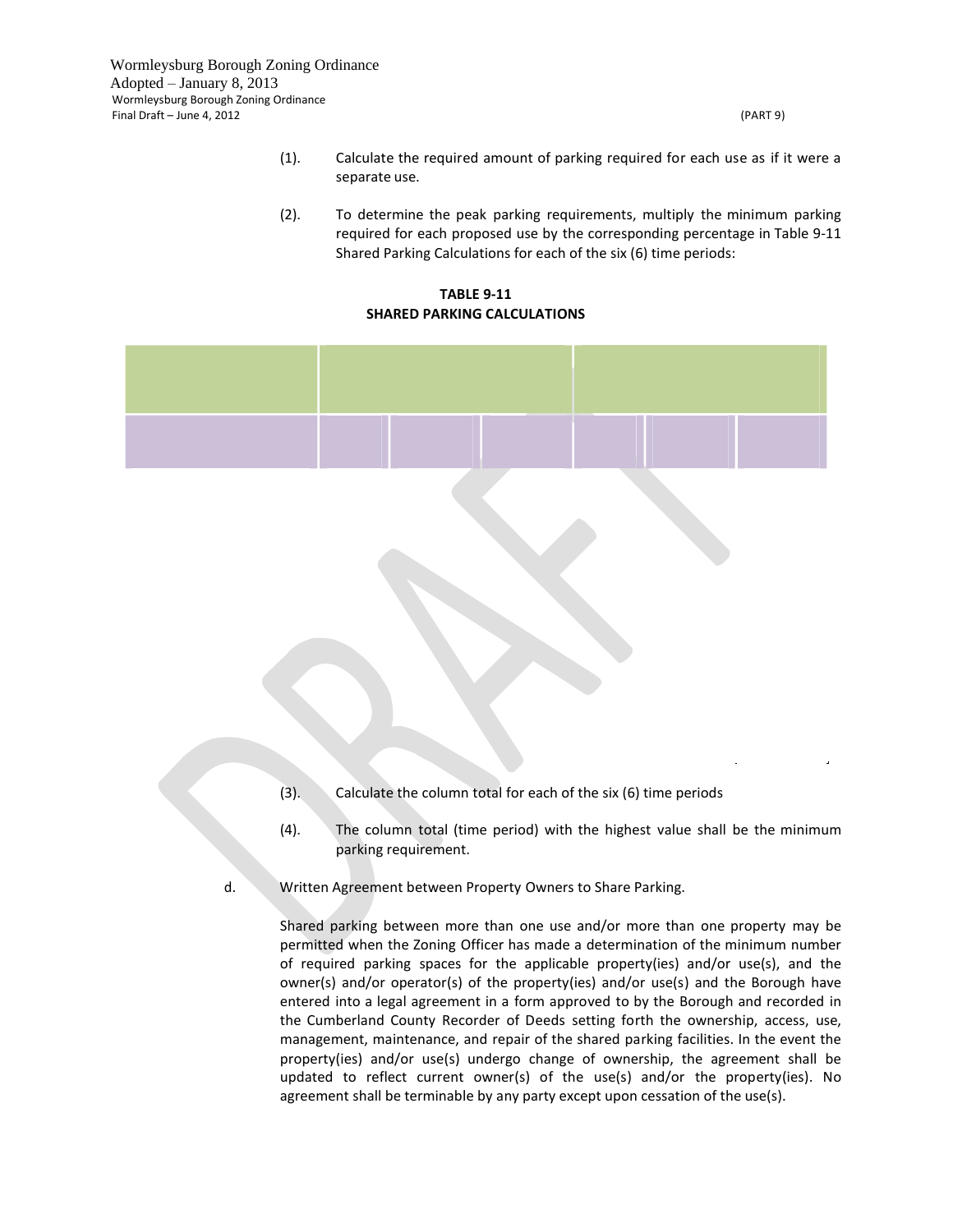(1). Calculate the required amount of parking required for each use as if it were a separate use.

(2). To determine the peak parking requirements, multiply the minimum parking required for each proposed use by the corresponding percentage in Table 9-11 Shared Parking Calculations for each of the six (6) time periods:

**TABLE 9-11**
**SHARED PARKING CALCULATIONS**

(3). Calculate the column total for each of the six (6) time periods

(4). The column total (time period) with the highest value shall be the minimum parking requirement.

d. Written Agreement between Property Owners to Share Parking.

Shared parking between more than one use and/or more than one property may be permitted when the Zoning Officer has made a determination of the minimum number of required parking spaces for the applicable property(ies) and/or use(s), and the owner(s) and/or operator(s) of the property(ies) and/or use(s) and the Borough have entered into a legal agreement in a form approved to by the Borough and recorded in the Cumberland County Recorder of Deeds setting forth the ownership, access, use, management, maintenance, and repair of the shared parking facilities. In the event the property(ies) and/or use(s) undergo change of ownership, the agreement shall be updated to reflect current owner(s) of the use(s) and/or the property(ies). No agreement shall be terminable by any party except upon cessation of the use(s).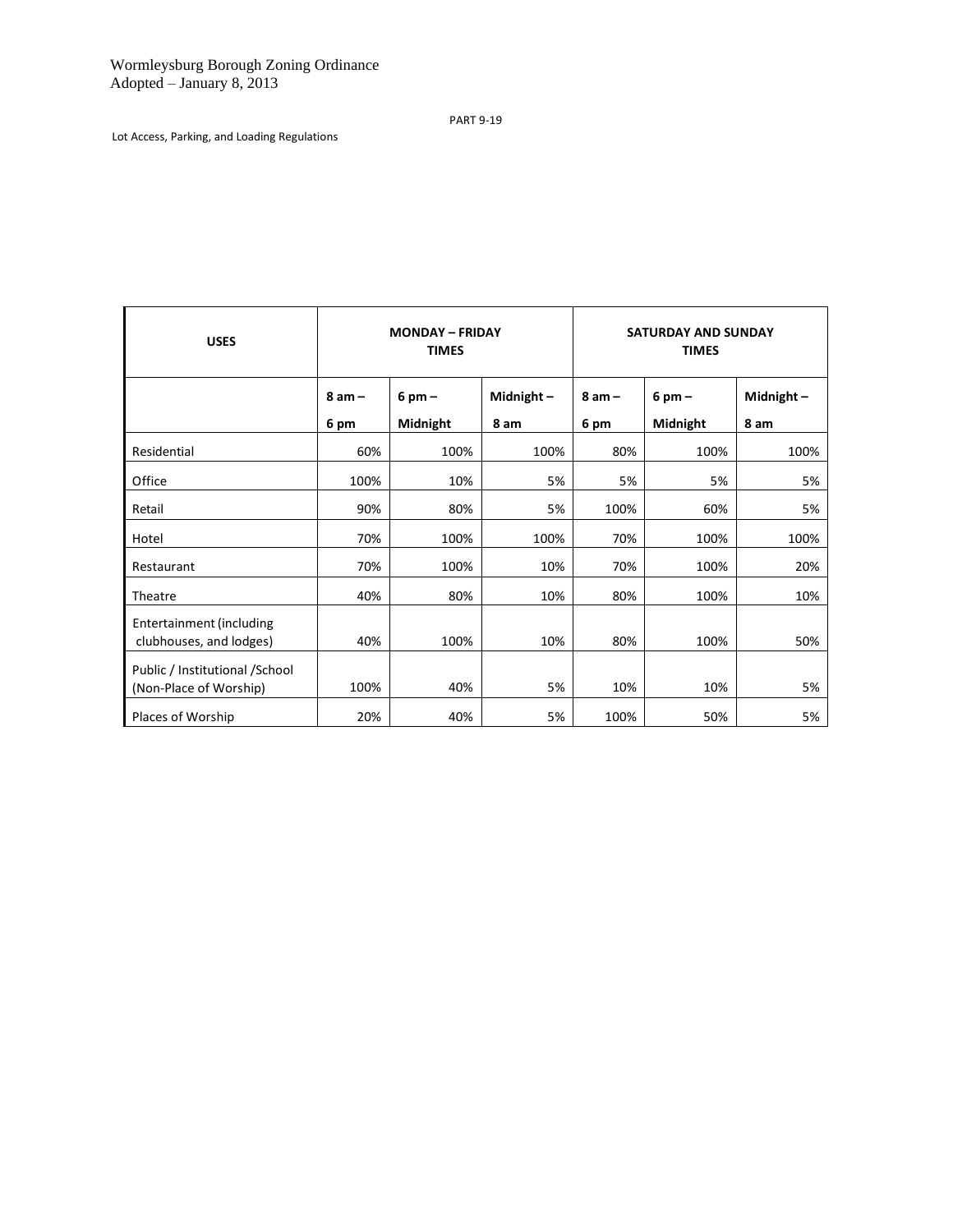| USES | MONDAY – FRIDAY TIMES | | | SATURDAY AND SUNDAY TIMES | | |
|---|---|---|---|---|---|---|
| | 8 am – 6 pm | 6 pm – Midnight | Midnight – 8 am | 8 am – 6 pm | 6 pm – Midnight | Midnight – 8 am |
| Residential | 60% | 100% | 100% | 80% | 100% | 100% |
| Office | 100% | 10% | 5% | 5% | 5% | 5% |
| Retail | 90% | 80% | 5% | 100% | 60% | 5% |
| Hotel | 70% | 100% | 100% | 70% | 100% | 100% |
| Restaurant | 70% | 100% | 10% | 70% | 100% | 20% |
| Theatre | 40% | 80% | 10% | 80% | 100% | 10% |
| Entertainment (including clubhouses, and lodges) | 40% | 100% | 10% | 80% | 100% | 50% |
| Public / Institutional /School (Non-Place of Worship) | 100% | 40% | 5% | 10% | 10% | 5% |
| Places of Worship | 20% | 40% | 5% | 100% | 50% | 5% |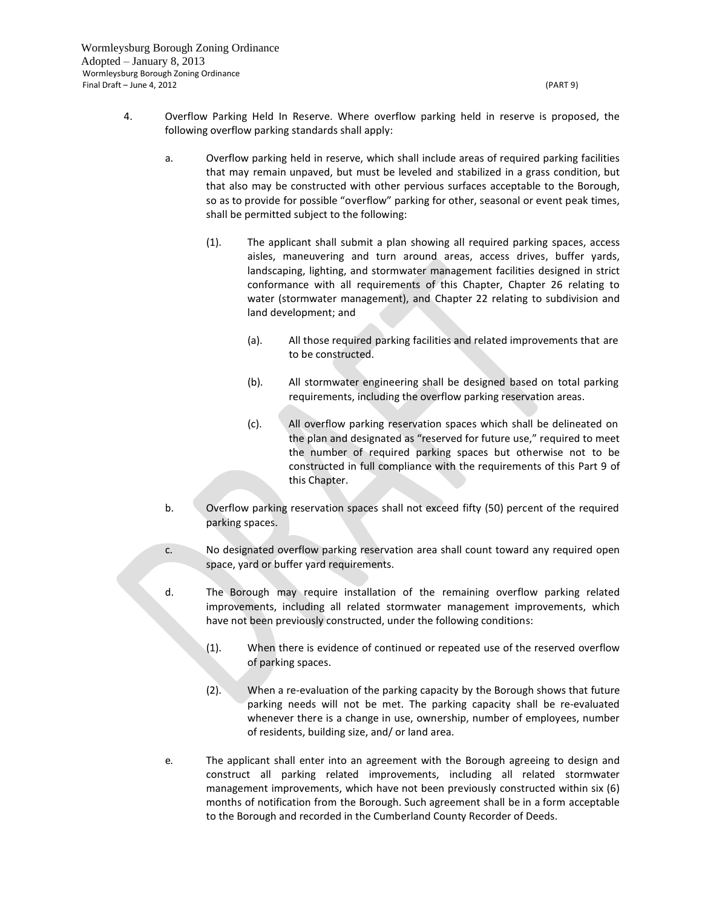4. Overflow Parking Held In Reserve. Where overflow parking held in reserve is proposed, the following overflow parking standards shall apply:

   a. Overflow parking held in reserve, which shall include areas of required parking facilities that may remain unpaved, but must be leveled and stabilized in a grass condition, but that also may be constructed with other pervious surfaces acceptable to the Borough, so as to provide for possible "overflow" parking for other, seasonal or event peak times, shall be permitted subject to the following:

      (1). The applicant shall submit a plan showing all required parking spaces, access aisles, maneuvering and turn around areas, access drives, buffer yards, landscaping, lighting, and stormwater management facilities designed in strict conformance with all requirements of this Chapter, Chapter 26 relating to water (stormwater management), and Chapter 22 relating to subdivision and land development; and

         (a). All those required parking facilities and related improvements that are to be constructed.

         (b). All stormwater engineering shall be designed based on total parking requirements, including the overflow parking reservation areas.

         (c). All overflow parking reservation spaces which shall be delineated on the plan and designated as "reserved for future use," required to meet the number of required parking spaces but otherwise not to be constructed in full compliance with the requirements of this Part 9 of this Chapter.

   b. Overflow parking reservation spaces shall not exceed fifty (50) percent of the required parking spaces.

   c. No designated overflow parking reservation area shall count toward any required open space, yard or buffer yard requirements.

   d. The Borough may require installation of the remaining overflow parking related improvements, including all related stormwater management improvements, which have not been previously constructed, under the following conditions:

      (1). When there is evidence of continued or repeated use of the reserved overflow of parking spaces.

      (2). When a re-evaluation of the parking capacity by the Borough shows that future parking needs will not be met. The parking capacity shall be re-evaluated whenever there is a change in use, ownership, number of employees, number of residents, building size, and/ or land area.

   e. The applicant shall enter into an agreement with the Borough agreeing to design and construct all parking related improvements, including all related stormwater management improvements, which have not been previously constructed within six (6) months of notification from the Borough. Such agreement shall be in a form acceptable to the Borough and recorded in the Cumberland County Recorder of Deeds.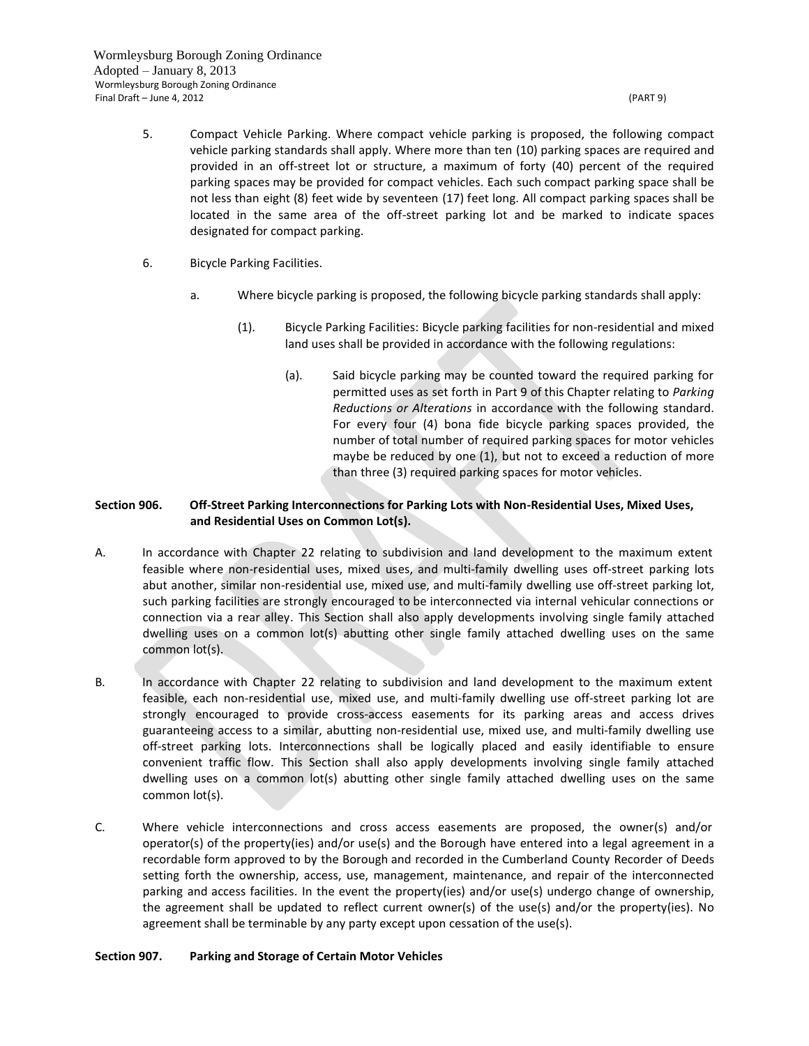5. Compact Vehicle Parking. Where compact vehicle parking is proposed, the following compact vehicle parking standards shall apply. Where more than ten (10) parking spaces are required and provided in an off-street lot or structure, a maximum of forty (40) percent of the required parking spaces may be provided for compact vehicles. Each such compact parking space shall be not less than eight (8) feet wide by seventeen (17) feet long. All compact parking spaces shall be located in the same area of the off-street parking lot and be marked to indicate spaces designated for compact parking.

6. Bicycle Parking Facilities.

   a. Where bicycle parking is proposed, the following bicycle parking standards shall apply:

      (1). Bicycle Parking Facilities: Bicycle parking facilities for non-residential and mixed land uses shall be provided in accordance with the following regulations:

         (a). Said bicycle parking may be counted toward the required parking for permitted uses as set forth in Part 9 of this Chapter relating to *Parking Reductions or Alterations* in accordance with the following standard. For every four (4) bona fide bicycle parking spaces provided, the number of total number of required parking spaces for motor vehicles maybe be reduced by one (1), but not to exceed a reduction of more than three (3) required parking spaces for motor vehicles.

**Section 906. Off-Street Parking Interconnections for Parking Lots with Non-Residential Uses, Mixed Uses, and Residential Uses on Common Lot(s).**

A. In accordance with Chapter 22 relating to subdivision and land development to the maximum extent feasible where non-residential uses, mixed uses, and multi-family dwelling uses off-street parking lots abut another, similar non-residential use, mixed use, and multi-family dwelling use off-street parking lot, such parking facilities are strongly encouraged to be interconnected via internal vehicular connections or connection via a rear alley. This Section shall also apply developments involving single family attached dwelling uses on a common lot(s) abutting other single family attached dwelling uses on the same common lot(s).

B. In accordance with Chapter 22 relating to subdivision and land development to the maximum extent feasible, each non-residential use, mixed use, and multi-family dwelling use off-street parking lot are strongly encouraged to provide cross-access easements for its parking areas and access drives guaranteeing access to a similar, abutting non-residential use, mixed use, and multi-family dwelling use off-street parking lots. Interconnections shall be logically placed and easily identifiable to ensure convenient traffic flow. This Section shall also apply developments involving single family attached dwelling uses on a common lot(s) abutting other single family attached dwelling uses on the same common lot(s).

C. Where vehicle interconnections and cross access easements are proposed, the owner(s) and/or operator(s) of the property(ies) and/or use(s) and the Borough have entered into a legal agreement in a recordable form approved to by the Borough and recorded in the Cumberland County Recorder of Deeds setting forth the ownership, access, use, management, maintenance, and repair of the interconnected parking and access facilities. In the event the property(ies) and/or use(s) undergo change of ownership, the agreement shall be updated to reflect current owner(s) of the use(s) and/or the property(ies). No agreement shall be terminable by any party except upon cessation of the use(s).

**Section 907. Parking and Storage of Certain Motor Vehicles**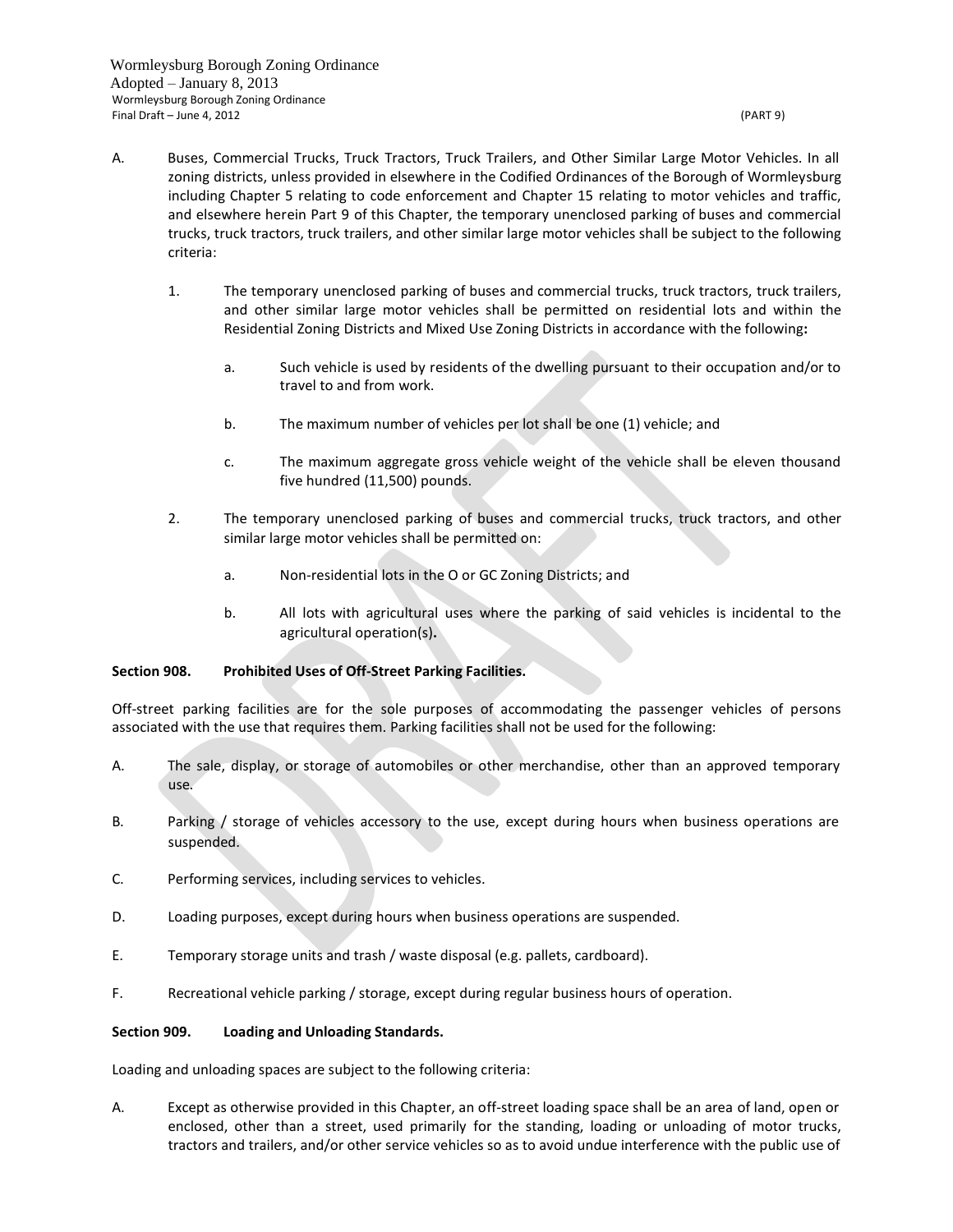A. Buses, Commercial Trucks, Truck Tractors, Truck Trailers, and Other Similar Large Motor Vehicles. In all zoning districts, unless provided in elsewhere in the Codified Ordinances of the Borough of Wormleysburg including Chapter 5 relating to code enforcement and Chapter 15 relating to motor vehicles and traffic, and elsewhere herein Part 9 of this Chapter, the temporary unenclosed parking of buses and commercial trucks, truck tractors, truck trailers, and other similar large motor vehicles shall be subject to the following criteria:

   1. The temporary unenclosed parking of buses and commercial trucks, truck tractors, truck trailers, and other similar large motor vehicles shall be permitted on residential lots and within the Residential Zoning Districts and Mixed Use Zoning Districts in accordance with the following**:**

      a. Such vehicle is used by residents of the dwelling pursuant to their occupation and/or to travel to and from work.

      b. The maximum number of vehicles per lot shall be one (1) vehicle; and

      c. The maximum aggregate gross vehicle weight of the vehicle shall be eleven thousand five hundred (11,500) pounds.

   2. The temporary unenclosed parking of buses and commercial trucks, truck tractors, and other similar large motor vehicles shall be permitted on:

      a. Non-residential lots in the O or GC Zoning Districts; and

      b. All lots with agricultural uses where the parking of said vehicles is incidental to the agricultural operation(s)**.**

**Section 908. Prohibited Uses of Off-Street Parking Facilities.**

Off-street parking facilities are for the sole purposes of accommodating the passenger vehicles of persons associated with the use that requires them. Parking facilities shall not be used for the following:

A. The sale, display, or storage of automobiles or other merchandise, other than an approved temporary use.

B. Parking / storage of vehicles accessory to the use, except during hours when business operations are suspended.

C. Performing services, including services to vehicles.

D. Loading purposes, except during hours when business operations are suspended.

E. Temporary storage units and trash / waste disposal (e.g. pallets, cardboard).

F. Recreational vehicle parking / storage, except during regular business hours of operation.

**Section 909. Loading and Unloading Standards.**

Loading and unloading spaces are subject to the following criteria:

A. Except as otherwise provided in this Chapter, an off-street loading space shall be an area of land, open or enclosed, other than a street, used primarily for the standing, loading or unloading of motor trucks, tractors and trailers, and/or other service vehicles so as to avoid undue interference with the public use of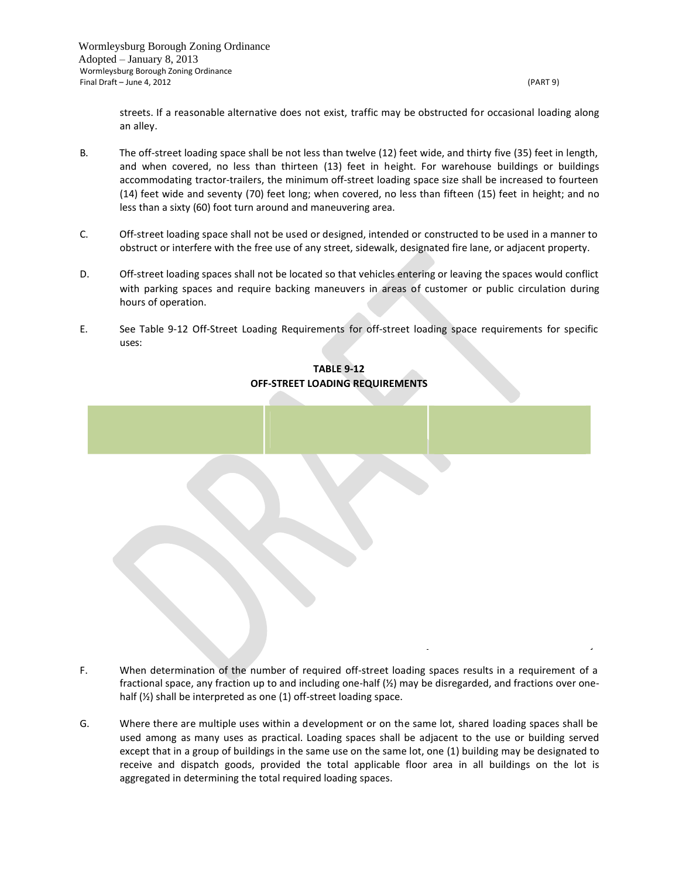streets. If a reasonable alternative does not exist, traffic may be obstructed for occasional loading along an alley.

B. The off-street loading space shall be not less than twelve (12) feet wide, and thirty five (35) feet in length, and when covered, no less than thirteen (13) feet in height. For warehouse buildings or buildings accommodating tractor-trailers, the minimum off-street loading space size shall be increased to fourteen (14) feet wide and seventy (70) feet long; when covered, no less than fifteen (15) feet in height; and no less than a sixty (60) foot turn around and maneuvering area.

C. Off-street loading space shall not be used or designed, intended or constructed to be used in a manner to obstruct or interfere with the free use of any street, sidewalk, designated fire lane, or adjacent property.

D. Off-street loading spaces shall not be located so that vehicles entering or leaving the spaces would conflict with parking spaces and require backing maneuvers in areas of customer or public circulation during hours of operation.

E. See Table 9-12 Off-Street Loading Requirements for off-street loading space requirements for specific uses:

**TABLE 9-12**
**OFF-STREET LOADING REQUIREMENTS**

| | | |
|---|---|---|
| | | |

F. When determination of the number of required off-street loading spaces results in a requirement of a fractional space, any fraction up to and including one-half (½) may be disregarded, and fractions over one-half (½) shall be interpreted as one (1) off-street loading space.

G. Where there are multiple uses within a development or on the same lot, shared loading spaces shall be used among as many uses as practical. Loading spaces shall be adjacent to the use or building served except that in a group of buildings in the same use on the same lot, one (1) building may be designated to receive and dispatch goods, provided the total applicable floor area in all buildings on the lot is aggregated in determining the total required loading spaces.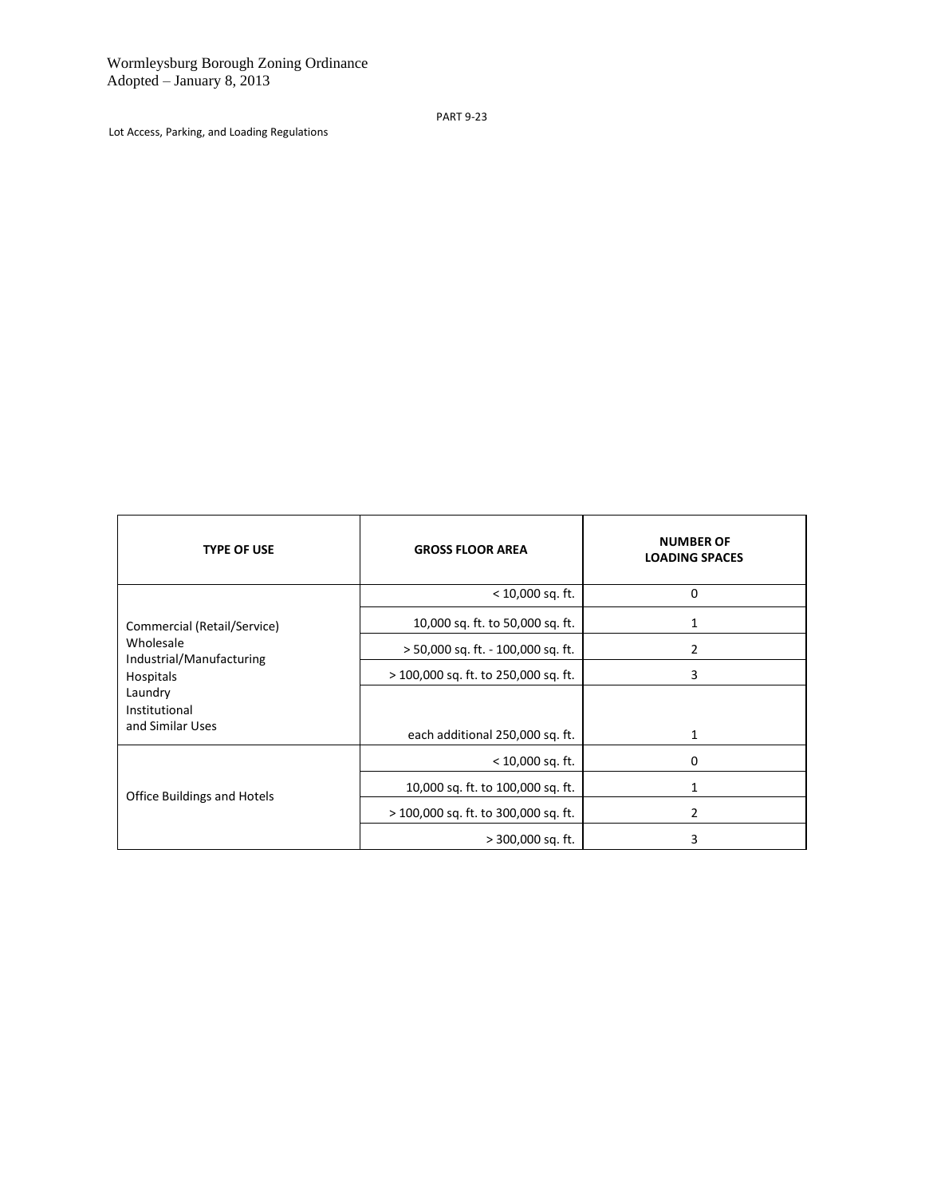| TYPE OF USE | GROSS FLOOR AREA | NUMBER OF LOADING SPACES |
|---|---|---|
| Commercial (Retail/Service) Wholesale Industrial/Manufacturing Hospitals Laundry Institutional and Similar Uses | < 10,000 sq. ft. | 0 |
| | 10,000 sq. ft. to 50,000 sq. ft. | 1 |
| | > 50,000 sq. ft. - 100,000 sq. ft. | 2 |
| | > 100,000 sq. ft. to 250,000 sq. ft. | 3 |
| | each additional 250,000 sq. ft. | 1 |
| Office Buildings and Hotels | < 10,000 sq. ft. | 0 |
| | 10,000 sq. ft. to 100,000 sq. ft. | 1 |
| | > 100,000 sq. ft. to 300,000 sq. ft. | 2 |
| | > 300,000 sq. ft. | 3 |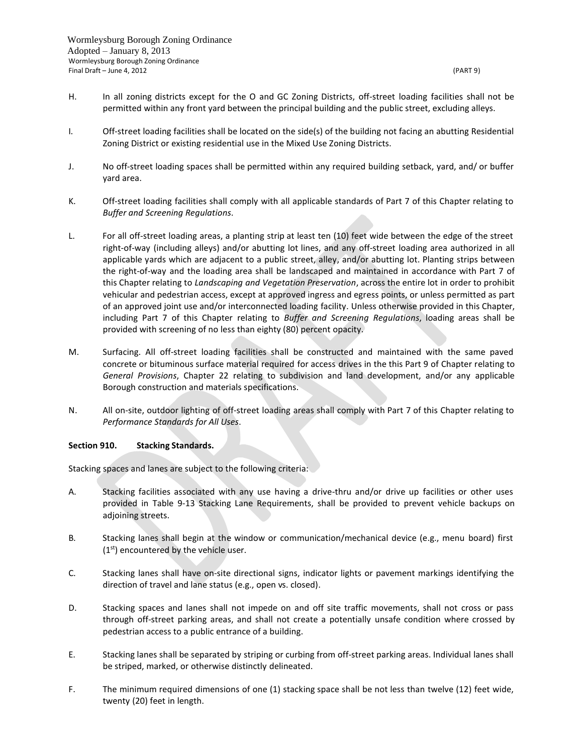H. In all zoning districts except for the O and GC Zoning Districts, off-street loading facilities shall not be permitted within any front yard between the principal building and the public street, excluding alleys.

I. Off-street loading facilities shall be located on the side(s) of the building not facing an abutting Residential Zoning District or existing residential use in the Mixed Use Zoning Districts.

J. No off-street loading spaces shall be permitted within any required building setback, yard, and/ or buffer yard area.

K. Off-street loading facilities shall comply with all applicable standards of Part 7 of this Chapter relating to *Buffer and Screening Regulations*.

L. For all off-street loading areas, a planting strip at least ten (10) feet wide between the edge of the street right-of-way (including alleys) and/or abutting lot lines, and any off-street loading area authorized in all applicable yards which are adjacent to a public street, alley, and/or abutting lot. Planting strips between the right-of-way and the loading area shall be landscaped and maintained in accordance with Part 7 of this Chapter relating to *Landscaping and Vegetation Preservation*, across the entire lot in order to prohibit vehicular and pedestrian access, except at approved ingress and egress points, or unless permitted as part of an approved joint use and/or interconnected loading facility. Unless otherwise provided in this Chapter, including Part 7 of this Chapter relating to *Buffer and Screening Regulations*, loading areas shall be provided with screening of no less than eighty (80) percent opacity.

M. Surfacing. All off-street loading facilities shall be constructed and maintained with the same paved concrete or bituminous surface material required for access drives in the this Part 9 of Chapter relating to *General Provisions*, Chapter 22 relating to subdivision and land development, and/or any applicable Borough construction and materials specifications.

N. All on-site, outdoor lighting of off-street loading areas shall comply with Part 7 of this Chapter relating to *Performance Standards for All Uses*.

**Section 910. Stacking Standards.**

Stacking spaces and lanes are subject to the following criteria:

A. Stacking facilities associated with any use having a drive-thru and/or drive up facilities or other uses provided in Table 9-13 Stacking Lane Requirements, shall be provided to prevent vehicle backups on adjoining streets.

B. Stacking lanes shall begin at the window or communication/mechanical device (e.g., menu board) first (1st) encountered by the vehicle user.

C. Stacking lanes shall have on-site directional signs, indicator lights or pavement markings identifying the direction of travel and lane status (e.g., open vs. closed).

D. Stacking spaces and lanes shall not impede on and off site traffic movements, shall not cross or pass through off-street parking areas, and shall not create a potentially unsafe condition where crossed by pedestrian access to a public entrance of a building.

E. Stacking lanes shall be separated by striping or curbing from off-street parking areas. Individual lanes shall be striped, marked, or otherwise distinctly delineated.

F. The minimum required dimensions of one (1) stacking space shall be not less than twelve (12) feet wide, twenty (20) feet in length.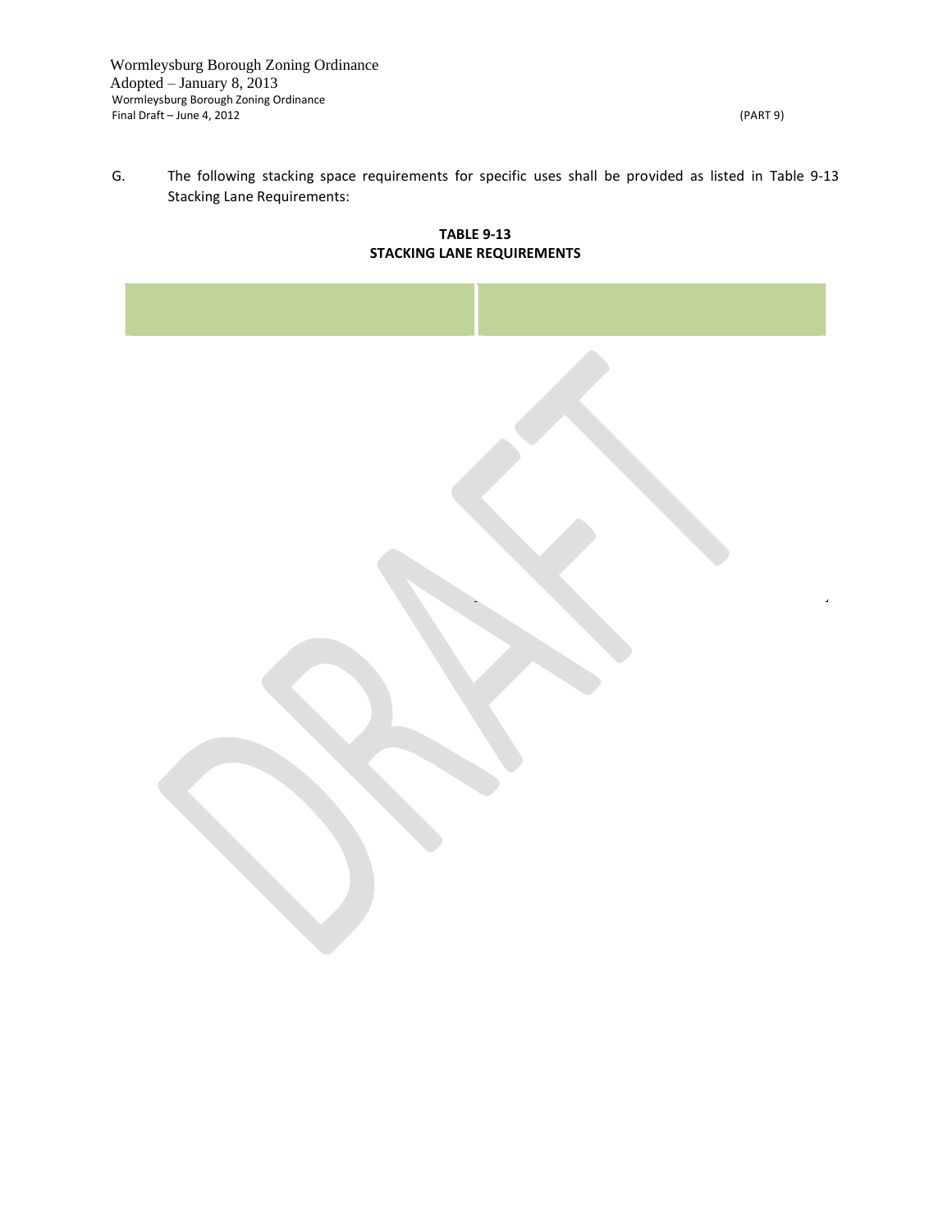G. The following stacking space requirements for specific uses shall be provided as listed in Table 9-13 Stacking Lane Requirements:

**TABLE 9-13**
**STACKING LANE REQUIREMENTS**

| | |
|---|---|
| | |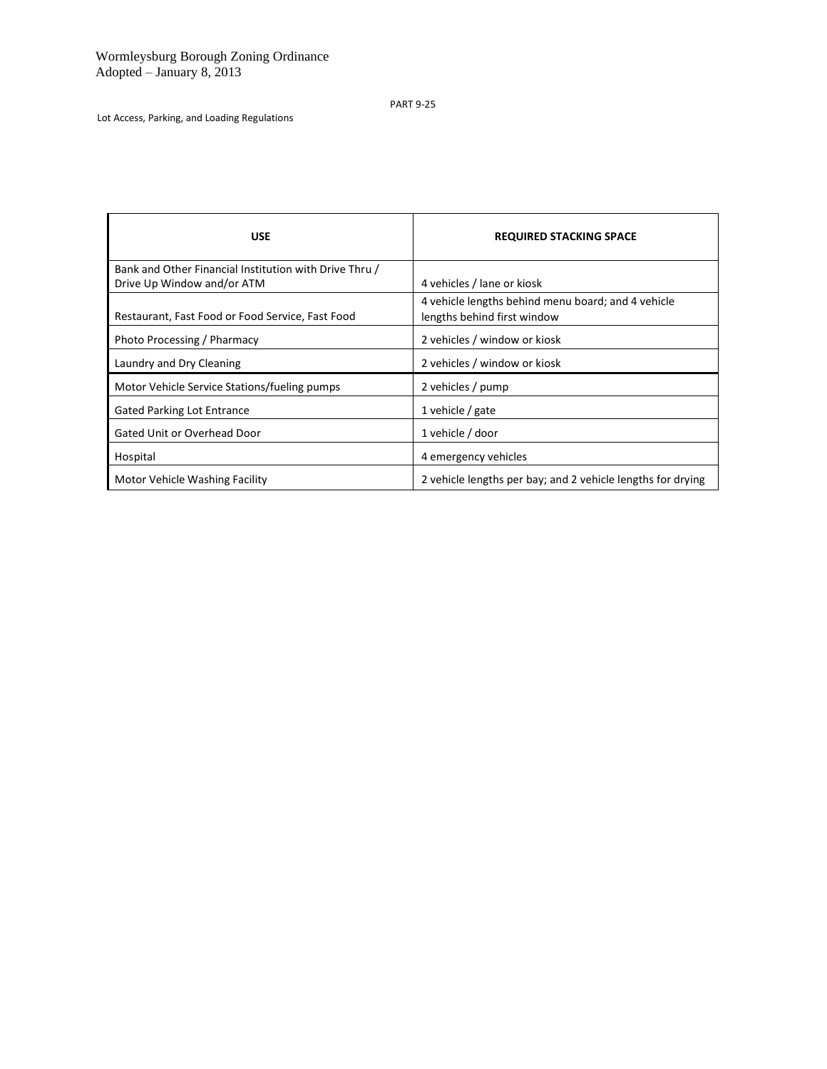| USE | REQUIRED STACKING SPACE |
|---|---|
| Bank and Other Financial Institution with Drive Thru / Drive Up Window and/or ATM | 4 vehicles / lane or kiosk |
| Restaurant, Fast Food or Food Service, Fast Food | 4 vehicle lengths behind menu board; and 4 vehicle lengths behind first window |
| Photo Processing / Pharmacy | 2 vehicles / window or kiosk |
| Laundry and Dry Cleaning | 2 vehicles / window or kiosk |
| Motor Vehicle Service Stations/fueling pumps | 2 vehicles / pump |
| Gated Parking Lot Entrance | 1 vehicle / gate |
| Gated Unit or Overhead Door | 1 vehicle / door |
| Hospital | 4 emergency vehicles |
| Motor Vehicle Washing Facility | 2 vehicle lengths per bay; and 2 vehicle lengths for drying |